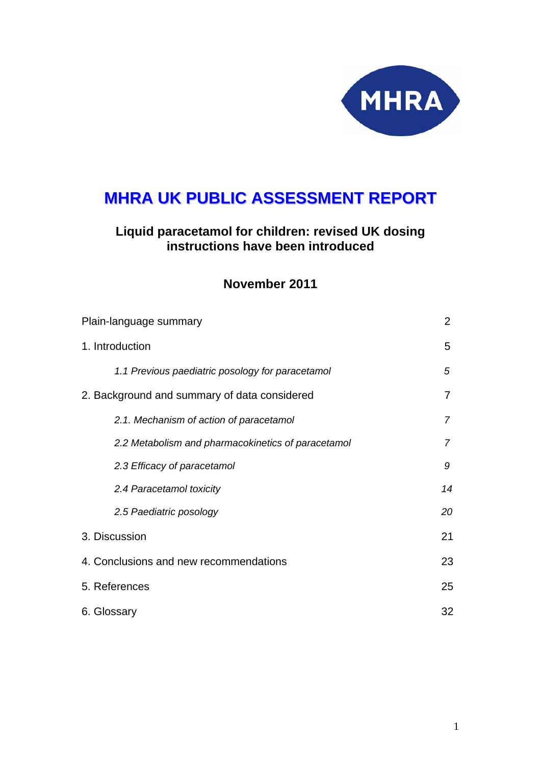MHRA

# MHRA UK PUBLIC ASSESSMENT REPORT

## Liquid paracetamol for children: revised UK dosing instructions have been introduced

### November 2011

| | |
|---|---|
| Plain-language summary | 2 |
| 1. Introduction | 5 |
| *1.1 Previous paediatric posology for paracetamol* | *5* |
| 2. Background and summary of data considered | 7 |
| *2.1. Mechanism of action of paracetamol* | *7* |
| *2.2 Metabolism and pharmacokinetics of paracetamol* | *7* |
| *2.3 Efficacy of paracetamol* | *9* |
| *2.4 Paracetamol toxicity* | *14* |
| *2.5 Paediatric posology* | *20* |
| 3. Discussion | 21 |
| 4. Conclusions and new recommendations | 23 |
| 5. References | 25 |
| 6. Glossary | 32 |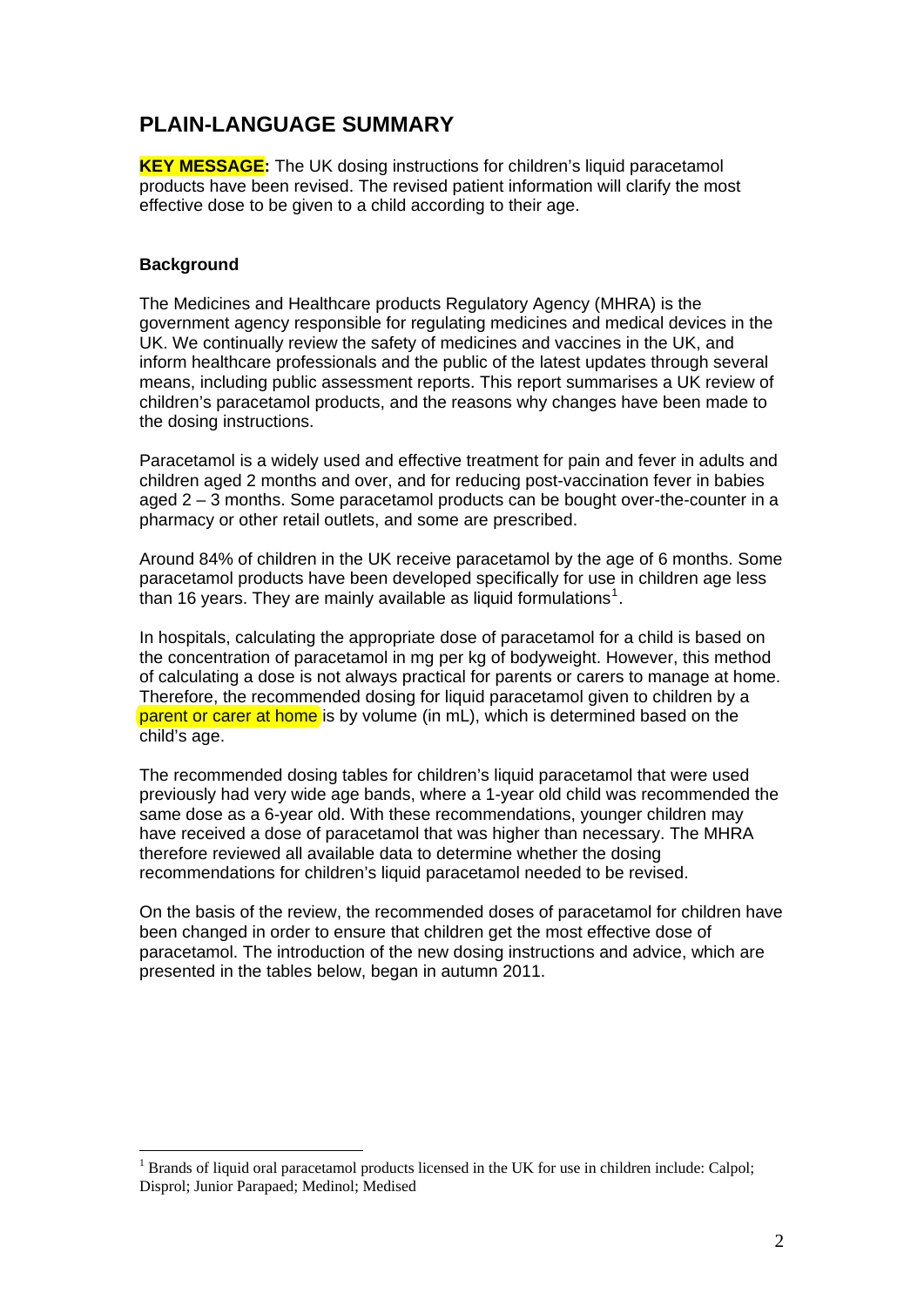# PLAIN-LANGUAGE SUMMARY

**KEY MESSAGE:** The UK dosing instructions for children's liquid paracetamol products have been revised. The revised patient information will clarify the most effective dose to be given to a child according to their age.

### Background

The Medicines and Healthcare products Regulatory Agency (MHRA) is the government agency responsible for regulating medicines and medical devices in the UK. We continually review the safety of medicines and vaccines in the UK, and inform healthcare professionals and the public of the latest updates through several means, including public assessment reports. This report summarises a UK review of children's paracetamol products, and the reasons why changes have been made to the dosing instructions.

Paracetamol is a widely used and effective treatment for pain and fever in adults and children aged 2 months and over, and for reducing post-vaccination fever in babies aged 2 – 3 months. Some paracetamol products can be bought over-the-counter in a pharmacy or other retail outlets, and some are prescribed.

Around 84% of children in the UK receive paracetamol by the age of 6 months. Some paracetamol products have been developed specifically for use in children age less than 16 years. They are mainly available as liquid formulations[1].

In hospitals, calculating the appropriate dose of paracetamol for a child is based on the concentration of paracetamol in mg per kg of bodyweight. However, this method of calculating a dose is not always practical for parents or carers to manage at home. Therefore, the recommended dosing for liquid paracetamol given to children by a parent or carer at home is by volume (in mL), which is determined based on the child's age.

The recommended dosing tables for children's liquid paracetamol that were used previously had very wide age bands, where a 1-year old child was recommended the same dose as a 6-year old. With these recommendations, younger children may have received a dose of paracetamol that was higher than necessary. The MHRA therefore reviewed all available data to determine whether the dosing recommendations for children's liquid paracetamol needed to be revised.

On the basis of the review, the recommended doses of paracetamol for children have been changed in order to ensure that children get the most effective dose of paracetamol. The introduction of the new dosing instructions and advice, which are presented in the tables below, began in autumn 2011.

---

[1] Brands of liquid oral paracetamol products licensed in the UK for use in children include: Calpol; Disprol; Junior Parapaed; Medinol; Medised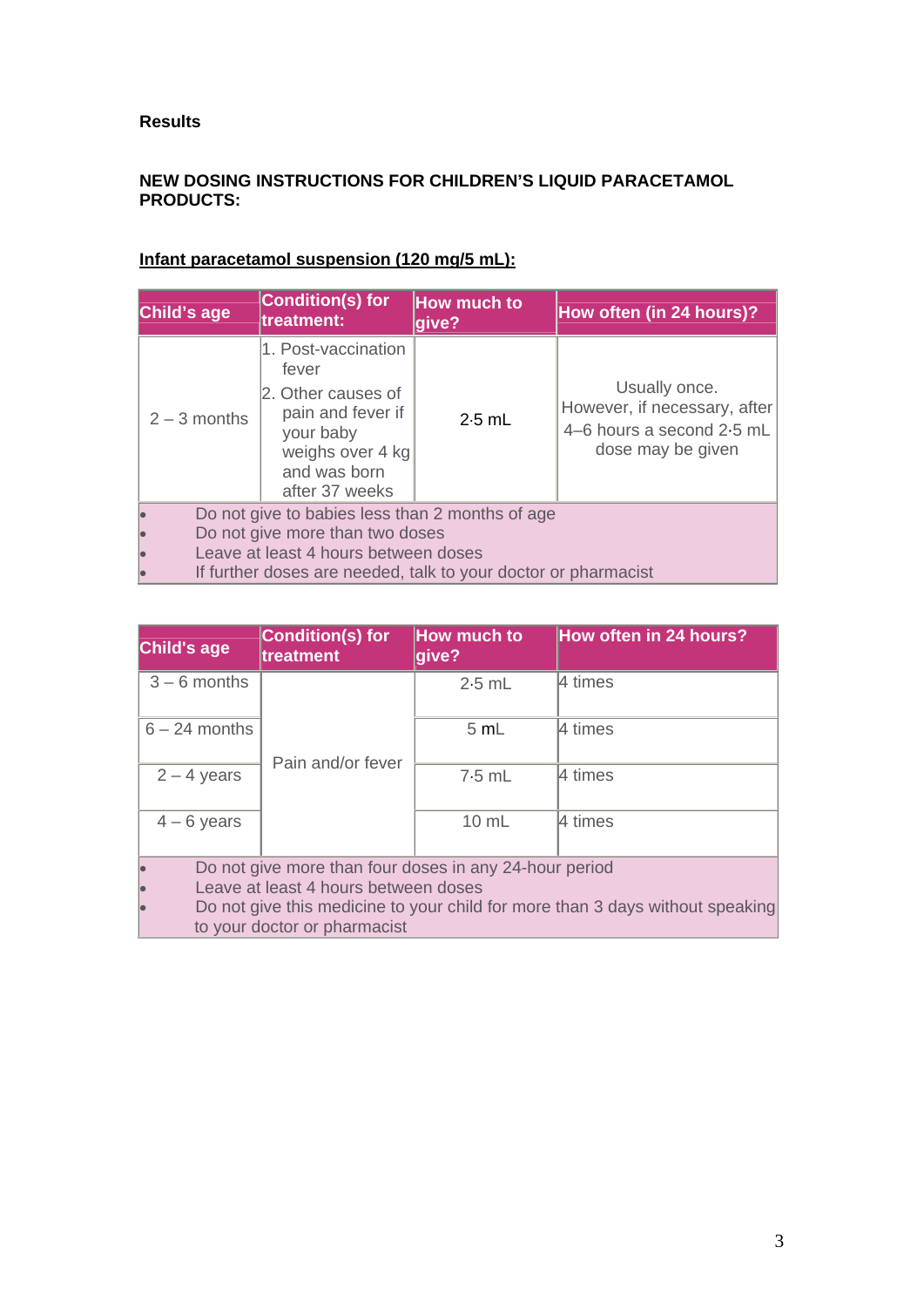**Results**

**NEW DOSING INSTRUCTIONS FOR CHILDREN'S LIQUID PARACETAMOL PRODUCTS:**

**Infant paracetamol suspension (120 mg/5 mL):**

| Child's age | Condition(s) for treatment: | How much to give? | How often (in 24 hours)? |
|---|---|---|---|
| 2 – 3 months | 1. Post-vaccination fever<br>2. Other causes of pain and fever if your baby weighs over 4 kg and was born after 37 weeks | 2·5 mL | Usually once. However, if necessary, after 4–6 hours a second 2·5 mL dose may be given |

- Do not give to babies less than 2 months of age
- Do not give more than two doses
- Leave at least 4 hours between doses
- If further doses are needed, talk to your doctor or pharmacist

| Child's age | Condition(s) for treatment | How much to give? | How often in 24 hours? |
|---|---|---|---|
| 3 – 6 months | Pain and/or fever | 2·5 mL | 4 times |
| 6 – 24 months | | 5 mL | 4 times |
| 2 – 4 years | | 7·5 mL | 4 times |
| 4 – 6 years | | 10 mL | 4 times |

- Do not give more than four doses in any 24-hour period
- Leave at least 4 hours between doses
- Do not give this medicine to your child for more than 3 days without speaking to your doctor or pharmacist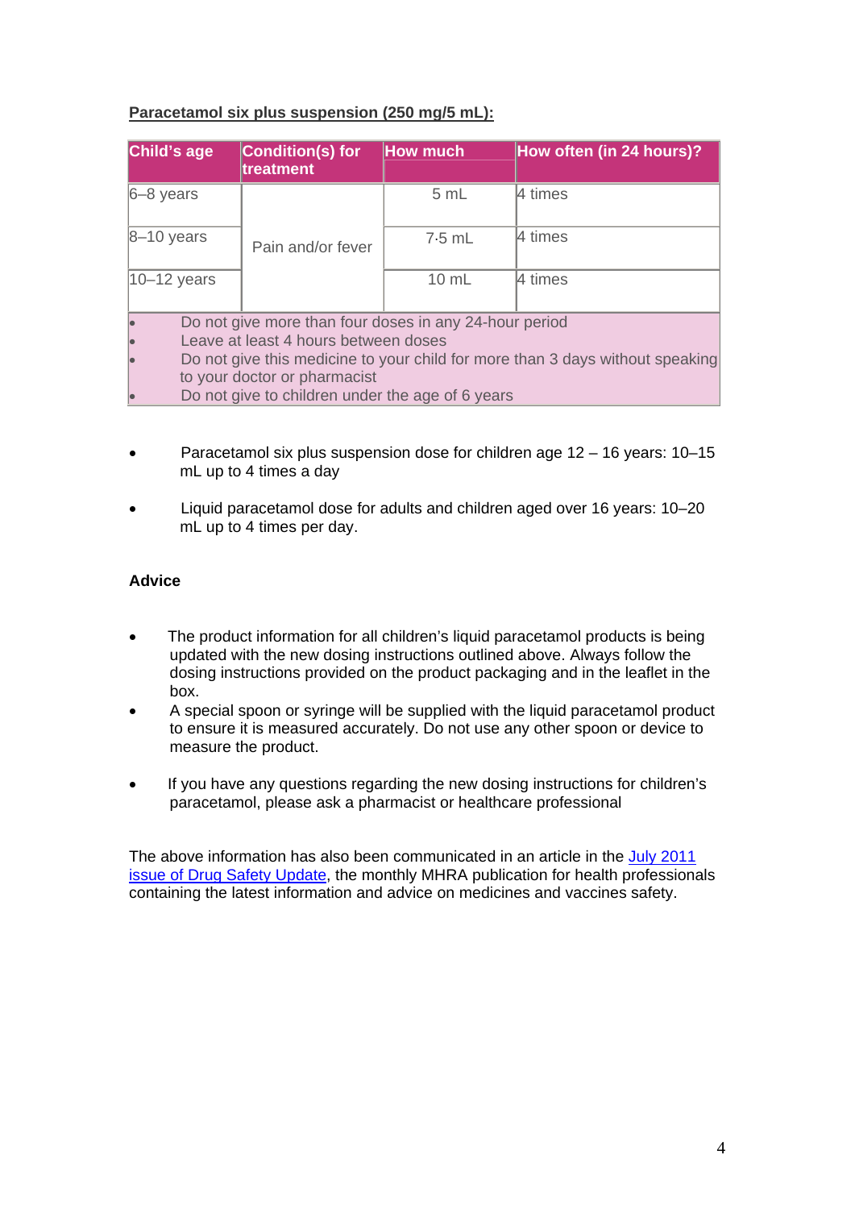**Paracetamol six plus suspension (250 mg/5 mL):**

| Child's age | Condition(s) for treatment | How much | How often (in 24 hours)? |
|---|---|---|---|
| 6–8 years | Pain and/or fever | 5 mL | 4 times |
| 8–10 years | | 7·5 mL | 4 times |
| 10–12 years | | 10 mL | 4 times |

- Do not give more than four doses in any 24-hour period
- Leave at least 4 hours between doses
- Do not give this medicine to your child for more than 3 days without speaking to your doctor or pharmacist
- Do not give to children under the age of 6 years

- Paracetamol six plus suspension dose for children age 12 – 16 years: 10–15 mL up to 4 times a day
- Liquid paracetamol dose for adults and children aged over 16 years: 10–20 mL up to 4 times per day.

**Advice**

- The product information for all children's liquid paracetamol products is being updated with the new dosing instructions outlined above. Always follow the dosing instructions provided on the product packaging and in the leaflet in the box.
- A special spoon or syringe will be supplied with the liquid paracetamol product to ensure it is measured accurately. Do not use any other spoon or device to measure the product.
- If you have any questions regarding the new dosing instructions for children's paracetamol, please ask a pharmacist or healthcare professional

The above information has also been communicated in an article in the July 2011 issue of Drug Safety Update, the monthly MHRA publication for health professionals containing the latest information and advice on medicines and vaccines safety.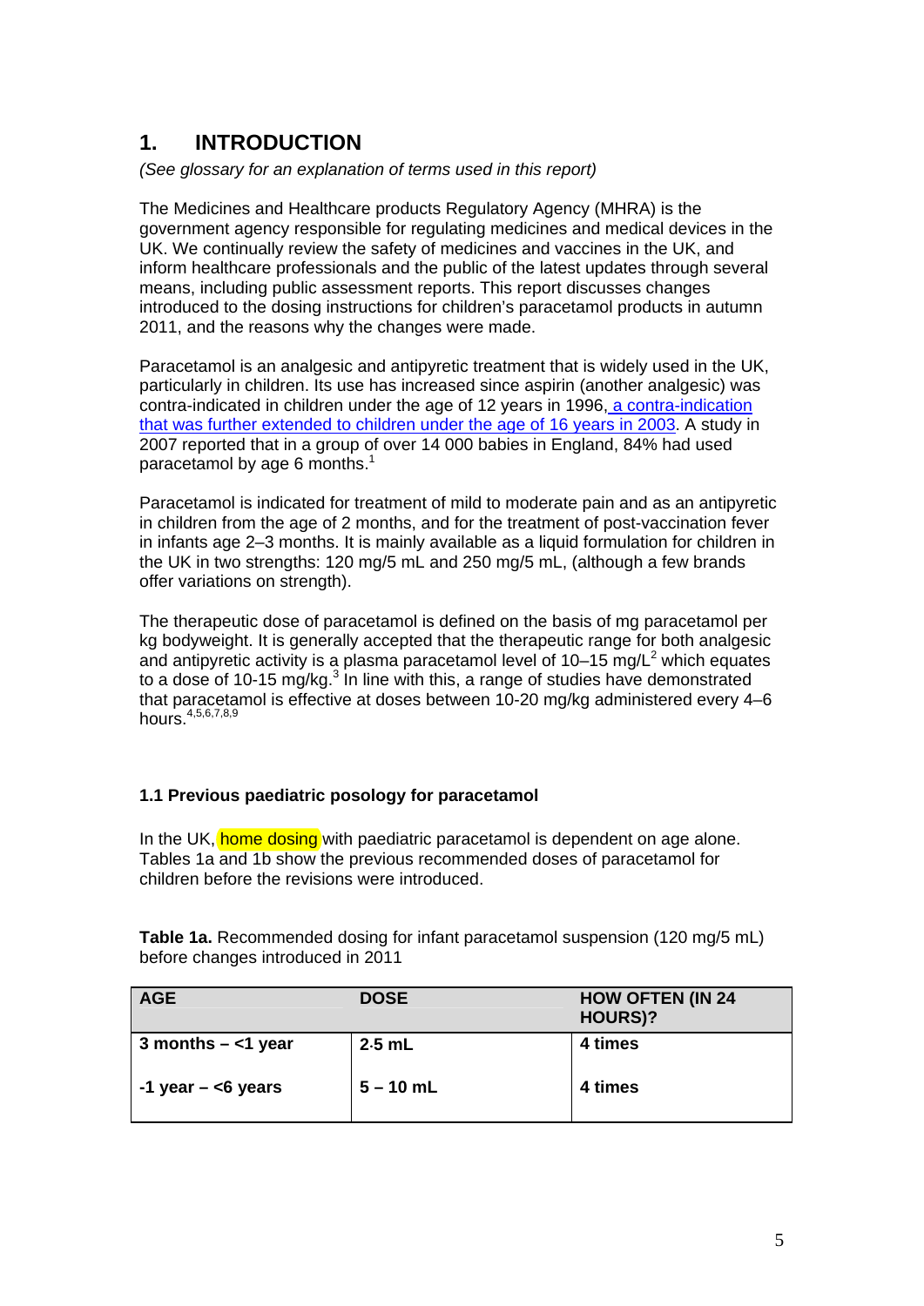# 1. INTRODUCTION

*(See glossary for an explanation of terms used in this report)*

The Medicines and Healthcare products Regulatory Agency (MHRA) is the government agency responsible for regulating medicines and medical devices in the UK. We continually review the safety of medicines and vaccines in the UK, and inform healthcare professionals and the public of the latest updates through several means, including public assessment reports. This report discusses changes introduced to the dosing instructions for children's paracetamol products in autumn 2011, and the reasons why the changes were made.

Paracetamol is an analgesic and antipyretic treatment that is widely used in the UK, particularly in children. Its use has increased since aspirin (another analgesic) was contra-indicated in children under the age of 12 years in 1996, a contra-indication that was further extended to children under the age of 16 years in 2003. A study in 2007 reported that in a group of over 14 000 babies in England, 84% had used paracetamol by age 6 months.[1]

Paracetamol is indicated for treatment of mild to moderate pain and as an antipyretic in children from the age of 2 months, and for the treatment of post-vaccination fever in infants age 2–3 months. It is mainly available as a liquid formulation for children in the UK in two strengths: 120 mg/5 mL and 250 mg/5 mL, (although a few brands offer variations on strength).

The therapeutic dose of paracetamol is defined on the basis of mg paracetamol per kg bodyweight. It is generally accepted that the therapeutic range for both analgesic and antipyretic activity is a plasma paracetamol level of 10–15 mg/L[2] which equates to a dose of 10-15 mg/kg.[3] In line with this, a range of studies have demonstrated that paracetamol is effective at doses between 10-20 mg/kg administered every 4–6 hours.[4,5,6,7,8,9]

### 1.1 Previous paediatric posology for paracetamol

In the UK, home dosing with paediatric paracetamol is dependent on age alone. Tables 1a and 1b show the previous recommended doses of paracetamol for children before the revisions were introduced.

**Table 1a.** Recommended dosing for infant paracetamol suspension (120 mg/5 mL) before changes introduced in 2011

| AGE | DOSE | HOW OFTEN (IN 24 HOURS)? |
|---|---|---|
| **3 months – <1 year** | **2.5 mL** | **4 times** |
| **-1 year – <6 years** | **5 – 10 mL** | **4 times** |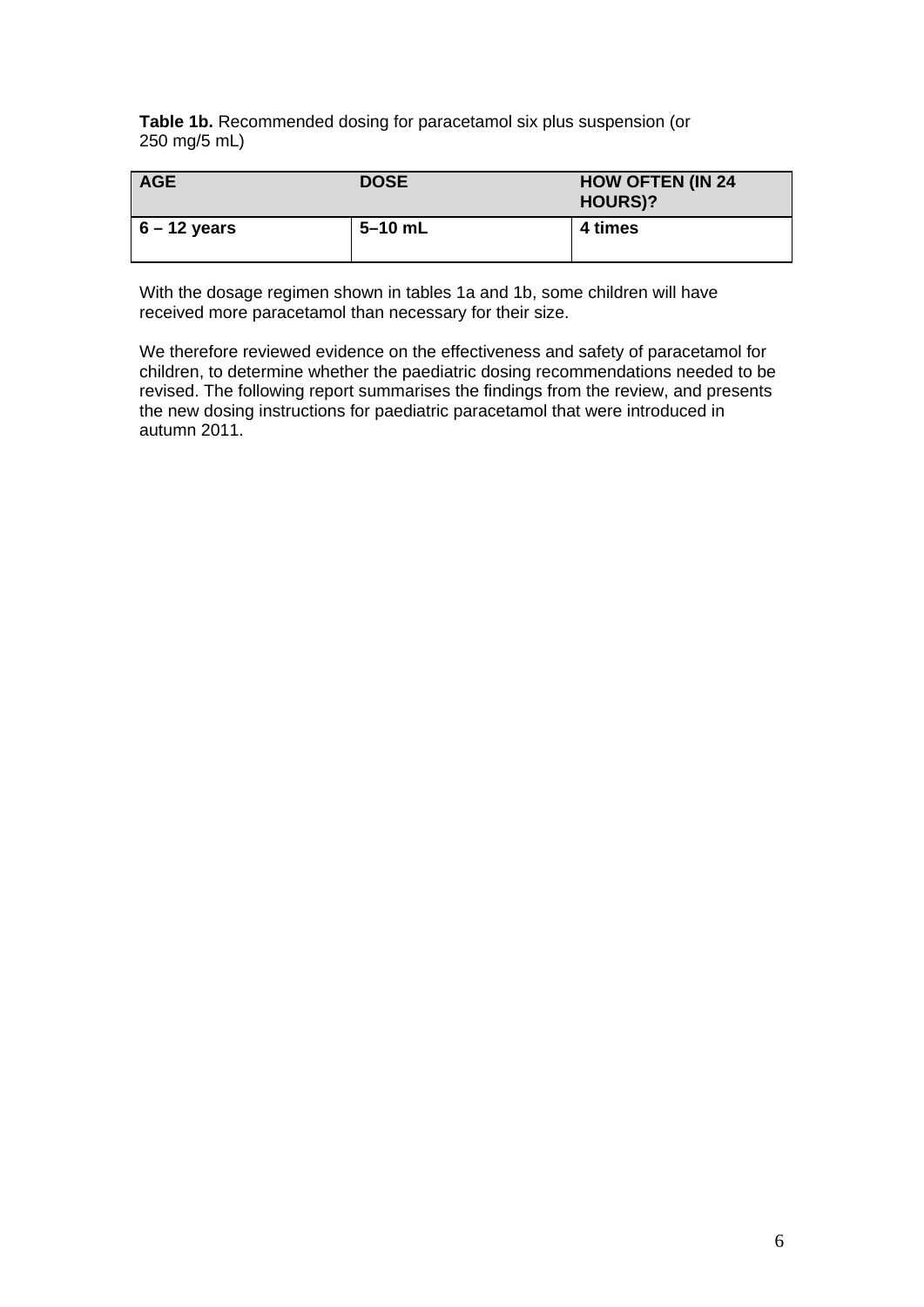**Table 1b.** Recommended dosing for paracetamol six plus suspension (or 250 mg/5 mL)

| AGE | DOSE | HOW OFTEN (IN 24 HOURS)? |
|---|---|---|
| **6 – 12 years** | **5–10 mL** | **4 times** |

With the dosage regimen shown in tables 1a and 1b, some children will have received more paracetamol than necessary for their size.

We therefore reviewed evidence on the effectiveness and safety of paracetamol for children, to determine whether the paediatric dosing recommendations needed to be revised. The following report summarises the findings from the review, and presents the new dosing instructions for paediatric paracetamol that were introduced in autumn 2011.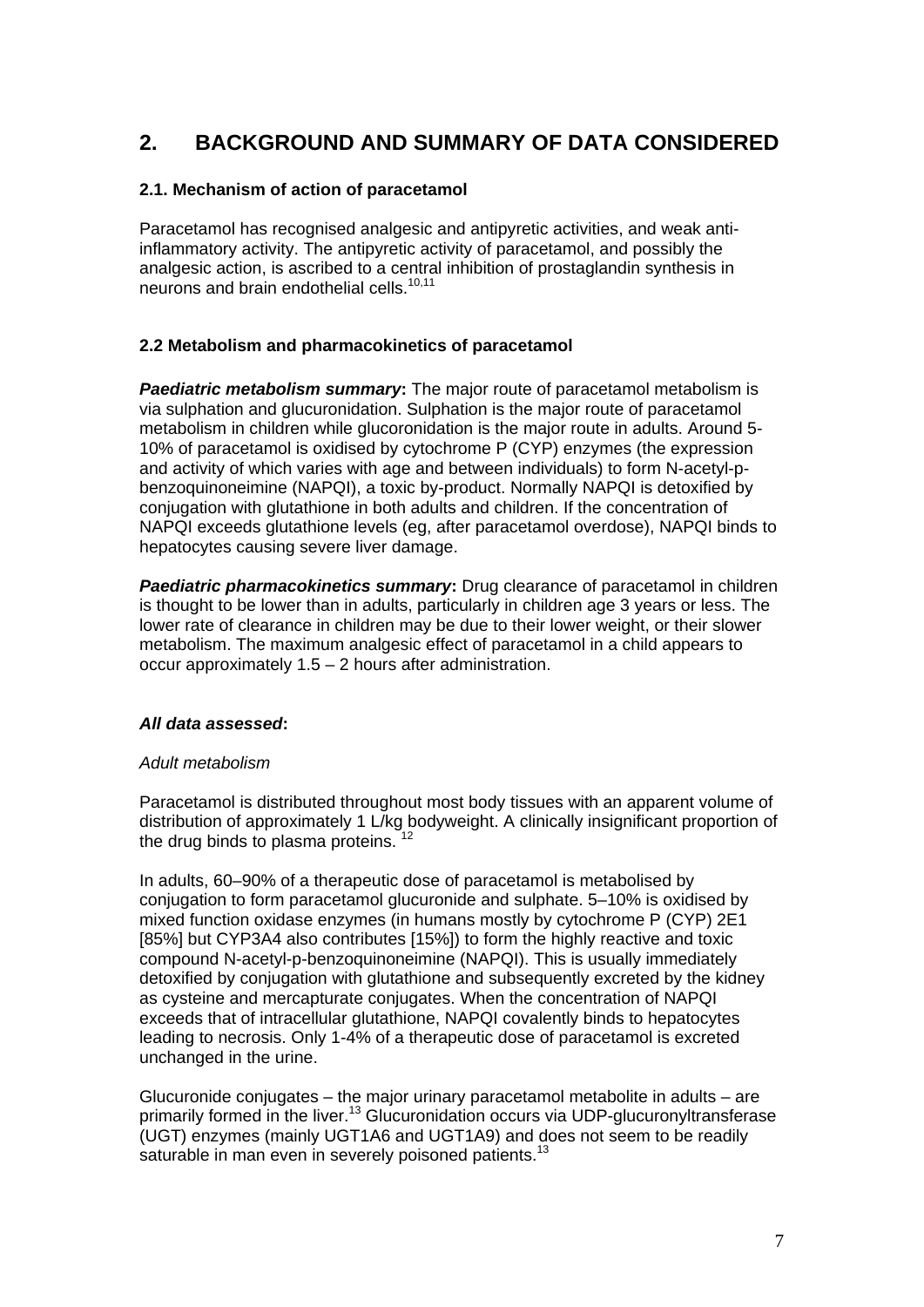# 2. BACKGROUND AND SUMMARY OF DATA CONSIDERED

### 2.1. Mechanism of action of paracetamol

Paracetamol has recognised analgesic and antipyretic activities, and weak anti-inflammatory activity. The antipyretic activity of paracetamol, and possibly the analgesic action, is ascribed to a central inhibition of prostaglandin synthesis in neurons and brain endothelial cells.[10,11]

### 2.2 Metabolism and pharmacokinetics of paracetamol

***Paediatric metabolism summary*:** The major route of paracetamol metabolism is via sulphation and glucuronidation. Sulphation is the major route of paracetamol metabolism in children while glucoronidation is the major route in adults. Around 5-10% of paracetamol is oxidised by cytochrome P (CYP) enzymes (the expression and activity of which varies with age and between individuals) to form N-acetyl-p-benzoquinoneimine (NAPQI), a toxic by-product. Normally NAPQI is detoxified by conjugation with glutathione in both adults and children. If the concentration of NAPQI exceeds glutathione levels (eg, after paracetamol overdose), NAPQI binds to hepatocytes causing severe liver damage.

***Paediatric pharmacokinetics summary*:** Drug clearance of paracetamol in children is thought to be lower than in adults, particularly in children age 3 years or less. The lower rate of clearance in children may be due to their lower weight, or their slower metabolism. The maximum analgesic effect of paracetamol in a child appears to occur approximately 1.5 – 2 hours after administration.

***All data assessed*:**

*Adult metabolism*

Paracetamol is distributed throughout most body tissues with an apparent volume of distribution of approximately 1 L/kg bodyweight. A clinically insignificant proportion of the drug binds to plasma proteins.[12]

In adults, 60–90% of a therapeutic dose of paracetamol is metabolised by conjugation to form paracetamol glucuronide and sulphate. 5–10% is oxidised by mixed function oxidase enzymes (in humans mostly by cytochrome P (CYP) 2E1 [85%] but CYP3A4 also contributes [15%]) to form the highly reactive and toxic compound N-acetyl-p-benzoquinoneimine (NAPQI). This is usually immediately detoxified by conjugation with glutathione and subsequently excreted by the kidney as cysteine and mercapturate conjugates. When the concentration of NAPQI exceeds that of intracellular glutathione, NAPQI covalently binds to hepatocytes leading to necrosis. Only 1-4% of a therapeutic dose of paracetamol is excreted unchanged in the urine.

Glucuronide conjugates – the major urinary paracetamol metabolite in adults – are primarily formed in the liver.[13] Glucuronidation occurs via UDP-glucuronyltransferase (UGT) enzymes (mainly UGT1A6 and UGT1A9) and does not seem to be readily saturable in man even in severely poisoned patients.[13]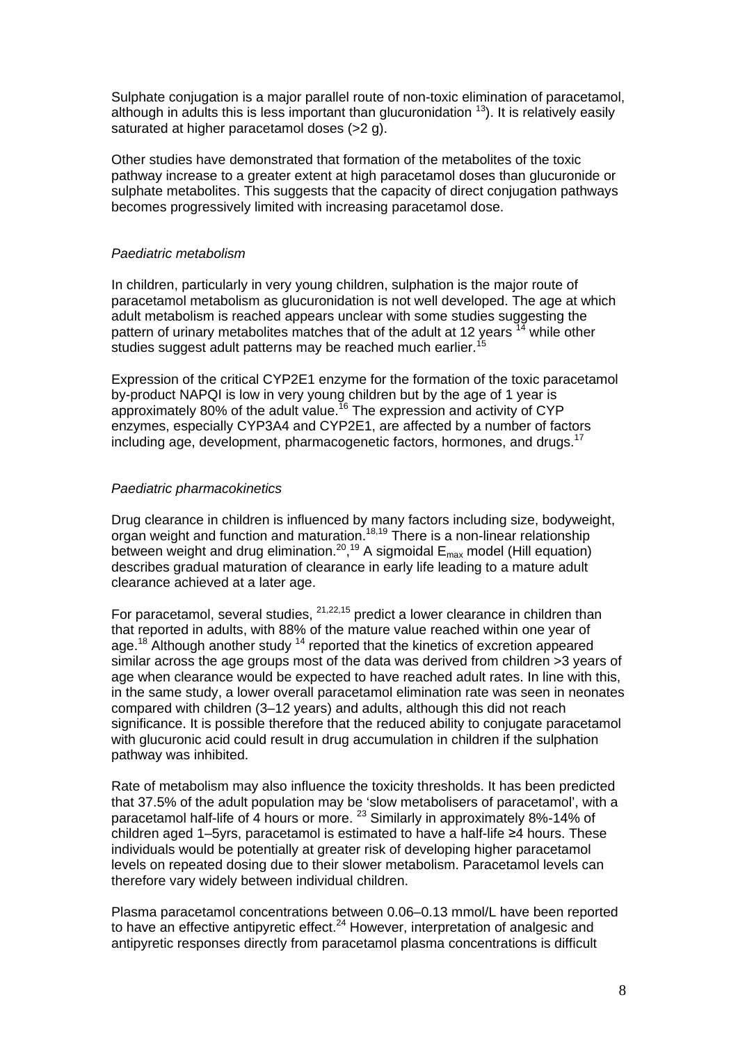Sulphate conjugation is a major parallel route of non-toxic elimination of paracetamol, although in adults this is less important than glucuronidation [13]). It is relatively easily saturated at higher paracetamol doses (>2 g).

Other studies have demonstrated that formation of the metabolites of the toxic pathway increase to a greater extent at high paracetamol doses than glucuronide or sulphate metabolites. This suggests that the capacity of direct conjugation pathways becomes progressively limited with increasing paracetamol dose.

*Paediatric metabolism*

In children, particularly in very young children, sulphation is the major route of paracetamol metabolism as glucuronidation is not well developed. The age at which adult metabolism is reached appears unclear with some studies suggesting the pattern of urinary metabolites matches that of the adult at 12 years [14] while other studies suggest adult patterns may be reached much earlier.[15]

Expression of the critical CYP2E1 enzyme for the formation of the toxic paracetamol by-product NAPQI is low in very young children but by the age of 1 year is approximately 80% of the adult value.[16] The expression and activity of CYP enzymes, especially CYP3A4 and CYP2E1, are affected by a number of factors including age, development, pharmacogenetic factors, hormones, and drugs.[17]

*Paediatric pharmacokinetics*

Drug clearance in children is influenced by many factors including size, bodyweight, organ weight and function and maturation.[18,19] There is a non-linear relationship between weight and drug elimination.[20],[19] A sigmoidal $E_{max}$ model (Hill equation) describes gradual maturation of clearance in early life leading to a mature adult clearance achieved at a later age.

For paracetamol, several studies, [21,22,15] predict a lower clearance in children than that reported in adults, with 88% of the mature value reached within one year of age.[18] Although another study [14] reported that the kinetics of excretion appeared similar across the age groups most of the data was derived from children >3 years of age when clearance would be expected to have reached adult rates. In line with this, in the same study, a lower overall paracetamol elimination rate was seen in neonates compared with children (3–12 years) and adults, although this did not reach significance. It is possible therefore that the reduced ability to conjugate paracetamol with glucuronic acid could result in drug accumulation in children if the sulphation pathway was inhibited.

Rate of metabolism may also influence the toxicity thresholds. It has been predicted that 37.5% of the adult population may be 'slow metabolisers of paracetamol', with a paracetamol half-life of 4 hours or more. [23] Similarly in approximately 8%-14% of children aged 1–5yrs, paracetamol is estimated to have a half-life ≥4 hours. These individuals would be potentially at greater risk of developing higher paracetamol levels on repeated dosing due to their slower metabolism. Paracetamol levels can therefore vary widely between individual children.

Plasma paracetamol concentrations between 0.06–0.13 mmol/L have been reported to have an effective antipyretic effect.[24] However, interpretation of analgesic and antipyretic responses directly from paracetamol plasma concentrations is difficult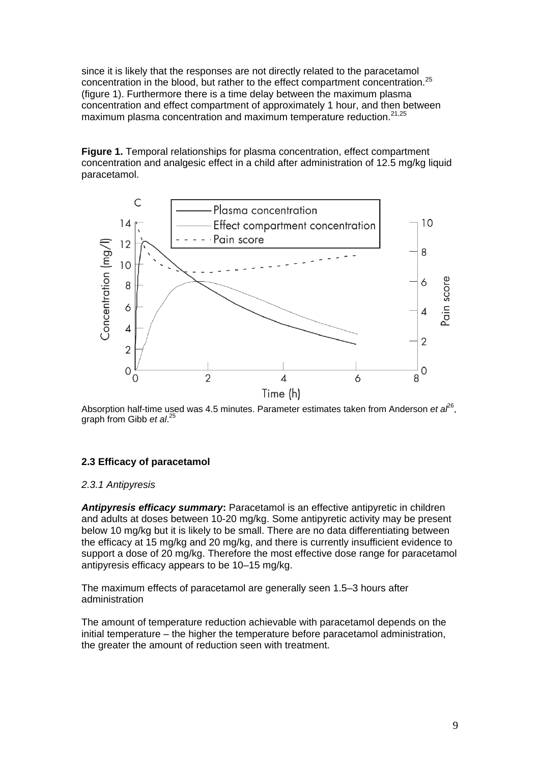since it is likely that the responses are not directly related to the paracetamol concentration in the blood, but rather to the effect compartment concentration.[25] (figure 1). Furthermore there is a time delay between the maximum plasma concentration and effect compartment of approximately 1 hour, and then between maximum plasma concentration and maximum temperature reduction.[21,25]

**Figure 1.** Temporal relationships for plasma concentration, effect compartment concentration and analgesic effect in a child after administration of 12.5 mg/kg liquid paracetamol.

Absorption half-time used was 4.5 minutes. Parameter estimates taken from Anderson *et al*[26], graph from Gibb *et al*.[25]

### 2.3 Efficacy of paracetamol

*2.3.1 Antipyresis*

***Antipyresis efficacy summary*:** Paracetamol is an effective antipyretic in children and adults at doses between 10-20 mg/kg. Some antipyretic activity may be present below 10 mg/kg but it is likely to be small. There are no data differentiating between the efficacy at 15 mg/kg and 20 mg/kg, and there is currently insufficient evidence to support a dose of 20 mg/kg. Therefore the most effective dose range for paracetamol antipyresis efficacy appears to be 10–15 mg/kg.

The maximum effects of paracetamol are generally seen 1.5–3 hours after administration

The amount of temperature reduction achievable with paracetamol depends on the initial temperature – the higher the temperature before paracetamol administration, the greater the amount of reduction seen with treatment.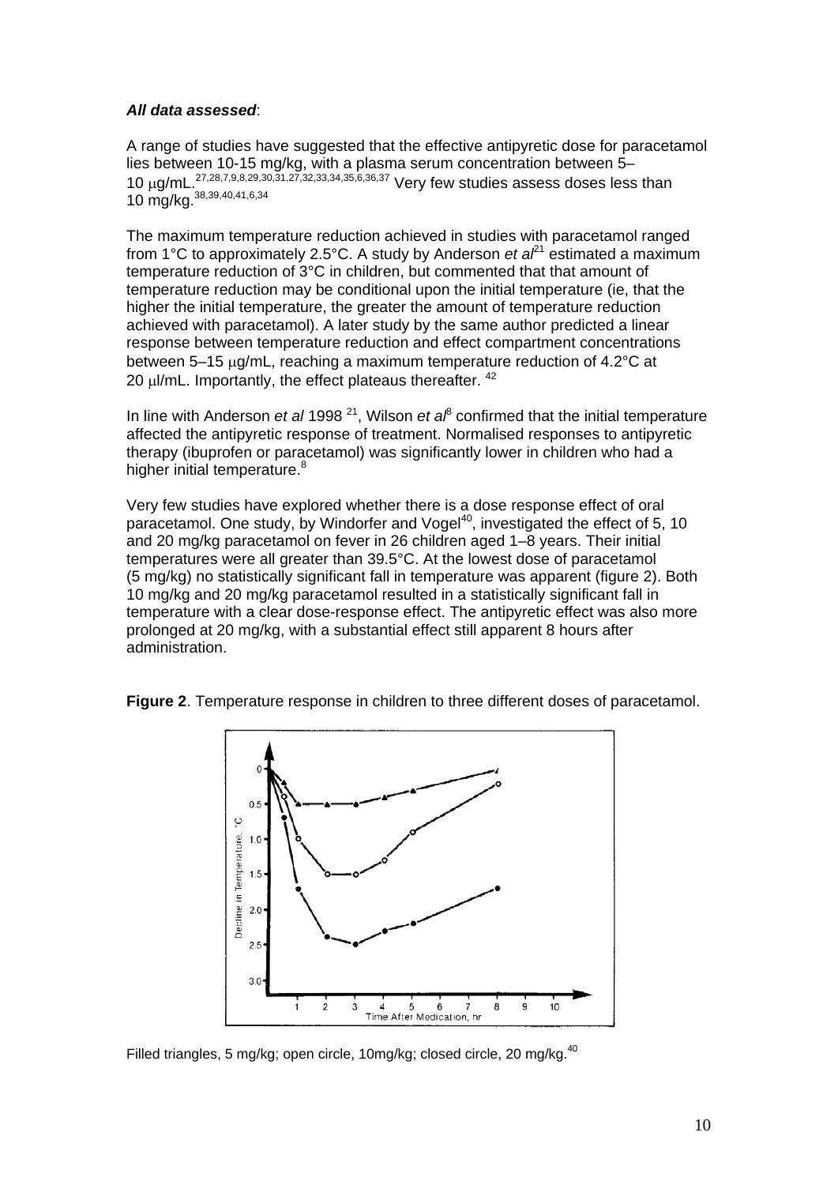***All data assessed***:

A range of studies have suggested that the effective antipyretic dose for paracetamol lies between 10-15 mg/kg, with a plasma serum concentration between 5–10 μg/mL.[27,28,7,9,8,29,30,31,27,32,33,34,35,6,36,37] Very few studies assess doses less than 10 mg/kg.[38,39,40,41,6,34]

The maximum temperature reduction achieved in studies with paracetamol ranged from 1°C to approximately 2.5°C. A study by Anderson *et al*[21] estimated a maximum temperature reduction of 3°C in children, but commented that that amount of temperature reduction may be conditional upon the initial temperature (ie, that the higher the initial temperature, the greater the amount of temperature reduction achieved with paracetamol). A later study by the same author predicted a linear response between temperature reduction and effect compartment concentrations between 5–15 μg/mL, reaching a maximum temperature reduction of 4.2°C at 20 μl/mL. Importantly, the effect plateaus thereafter. [42]

In line with Anderson *et al* 1998 [21], Wilson *et al*[8] confirmed that the initial temperature affected the antipyretic response of treatment. Normalised responses to antipyretic therapy (ibuprofen or paracetamol) was significantly lower in children who had a higher initial temperature.[8]

Very few studies have explored whether there is a dose response effect of oral paracetamol. One study, by Windorfer and Vogel[40], investigated the effect of 5, 10 and 20 mg/kg paracetamol on fever in 26 children aged 1–8 years. Their initial temperatures were all greater than 39.5°C. At the lowest dose of paracetamol (5 mg/kg) no statistically significant fall in temperature was apparent (figure 2). Both 10 mg/kg and 20 mg/kg paracetamol resulted in a statistically significant fall in temperature with a clear dose-response effect. The antipyretic effect was also more prolonged at 20 mg/kg, with a substantial effect still apparent 8 hours after administration.

**Figure 2**. Temperature response in children to three different doses of paracetamol.

Filled triangles, 5 mg/kg; open circle, 10mg/kg; closed circle, 20 mg/kg.[40]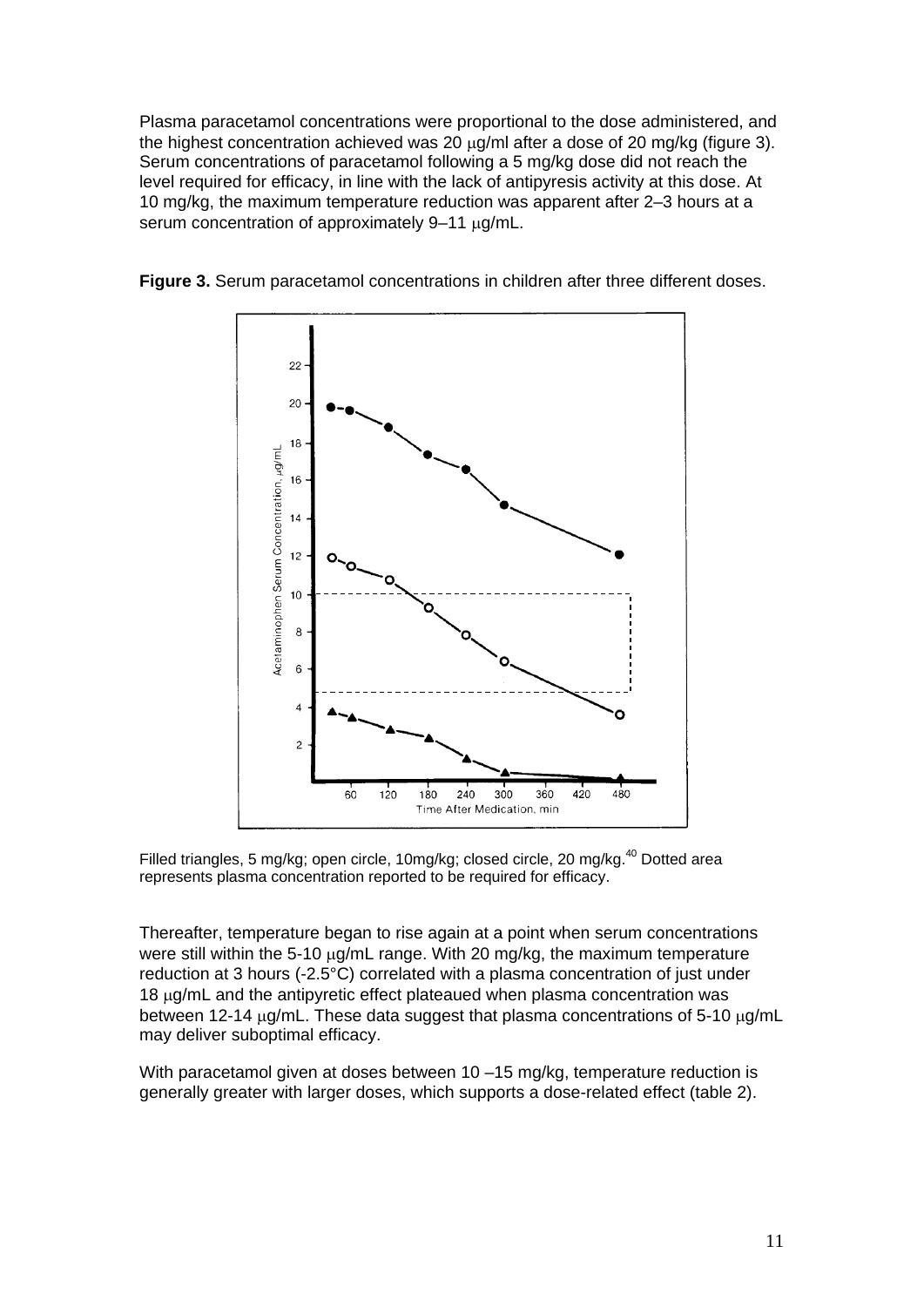Plasma paracetamol concentrations were proportional to the dose administered, and the highest concentration achieved was 20 μg/ml after a dose of 20 mg/kg (figure 3). Serum concentrations of paracetamol following a 5 mg/kg dose did not reach the level required for efficacy, in line with the lack of antipyresis activity at this dose. At 10 mg/kg, the maximum temperature reduction was apparent after 2–3 hours at a serum concentration of approximately 9–11 μg/mL.

**Figure 3.** Serum paracetamol concentrations in children after three different doses.

Filled triangles, 5 mg/kg; open circle, 10mg/kg; closed circle, 20 mg/kg.[40] Dotted area represents plasma concentration reported to be required for efficacy.

Thereafter, temperature began to rise again at a point when serum concentrations were still within the 5-10 μg/mL range. With 20 mg/kg, the maximum temperature reduction at 3 hours (-2.5°C) correlated with a plasma concentration of just under 18 μg/mL and the antipyretic effect plateaued when plasma concentration was between 12-14 μg/mL. These data suggest that plasma concentrations of 5-10 μg/mL may deliver suboptimal efficacy.

With paracetamol given at doses between 10 –15 mg/kg, temperature reduction is generally greater with larger doses, which supports a dose-related effect (table 2).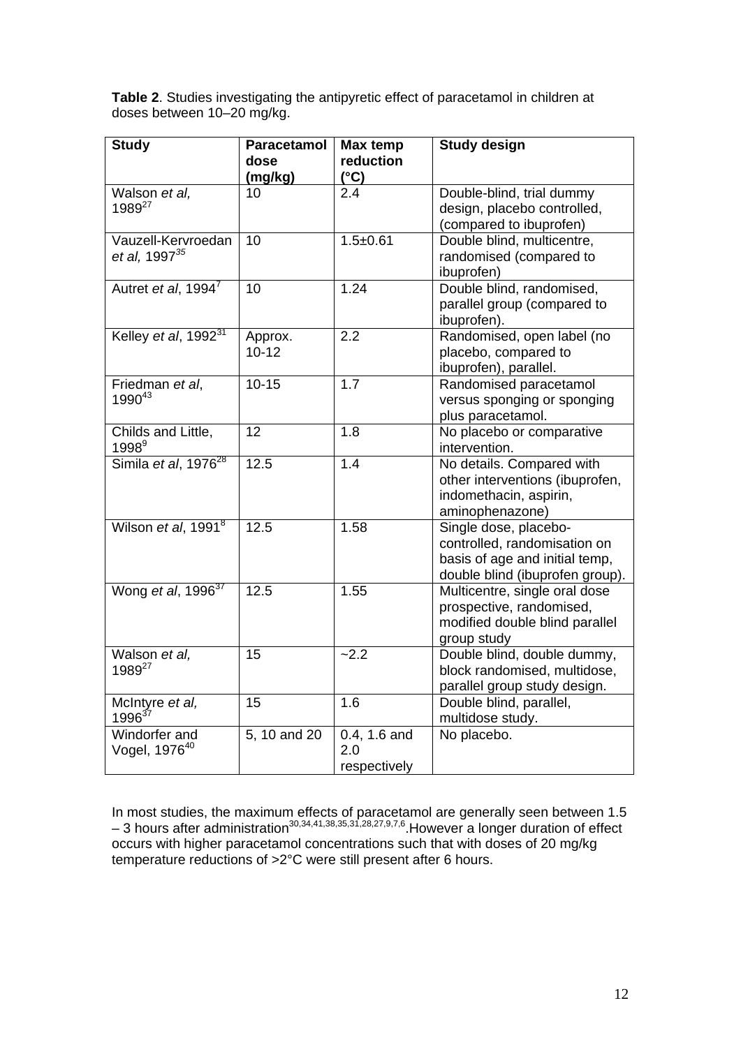**Table 2**. Studies investigating the antipyretic effect of paracetamol in children at doses between 10–20 mg/kg.

| Study | Paracetamol dose (mg/kg) | Max temp reduction (°C) | Study design |
|---|---|---|---|
| Walson *et al,* 1989[27] | 10 | 2.4 | Double-blind, trial dummy design, placebo controlled, (compared to ibuprofen) |
| Vauzell-Kervroedan *et al,* 1997[35] | 10 | 1.5±0.61 | Double blind, multicentre, randomised (compared to ibuprofen) |
| Autret *et al*, 1994[7] | 10 | 1.24 | Double blind, randomised, parallel group (compared to ibuprofen). |
| Kelley *et al*, 1992[31] | Approx. 10-12 | 2.2 | Randomised, open label (no placebo, compared to ibuprofen), parallel. |
| Friedman *et al*, 1990[43] | 10-15 | 1.7 | Randomised paracetamol versus sponging or sponging plus paracetamol. |
| Childs and Little, 1998[9] | 12 | 1.8 | No placebo or comparative intervention. |
| Simila *et al*, 1976[28] | 12.5 | 1.4 | No details. Compared with other interventions (ibuprofen, indomethacin, aspirin, aminophenazone) |
| Wilson *et al*, 1991[8] | 12.5 | 1.58 | Single dose, placebo-controlled, randomisation on basis of age and initial temp, double blind (ibuprofen group). |
| Wong *et al*, 1996[37] | 12.5 | 1.55 | Multicentre, single oral dose prospective, randomised, modified double blind parallel group study |
| Walson *et al,* 1989[27] | 15 | ~2.2 | Double blind, double dummy, block randomised, multidose, parallel group study design. |
| McIntyre *et al,* 1996[37] | 15 | 1.6 | Double blind, parallel, multidose study. |
| Windorfer and Vogel, 1976[40] | 5, 10 and 20 | 0.4, 1.6 and 2.0 respectively | No placebo. |

In most studies, the maximum effects of paracetamol are generally seen between 1.5 – 3 hours after administration[30,34,41,38,35,31,28,27,9,7,6].However a longer duration of effect occurs with higher paracetamol concentrations such that with doses of 20 mg/kg temperature reductions of >2°C were still present after 6 hours.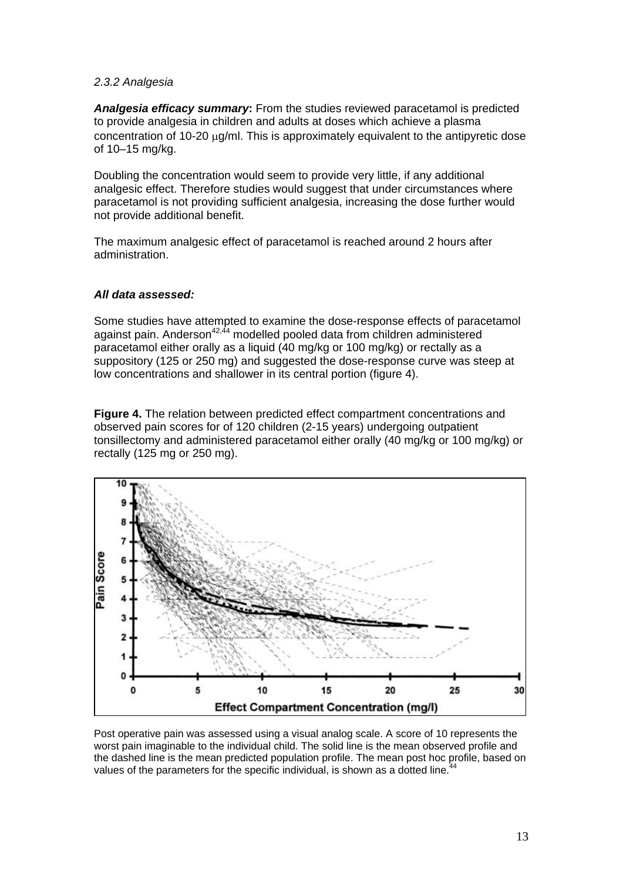*2.3.2 Analgesia*

***Analgesia efficacy summary*:** From the studies reviewed paracetamol is predicted to provide analgesia in children and adults at doses which achieve a plasma concentration of 10-20 μg/ml. This is approximately equivalent to the antipyretic dose of 10–15 mg/kg.

Doubling the concentration would seem to provide very little, if any additional analgesic effect. Therefore studies would suggest that under circumstances where paracetamol is not providing sufficient analgesia, increasing the dose further would not provide additional benefit.

The maximum analgesic effect of paracetamol is reached around 2 hours after administration.

***All data assessed:***

Some studies have attempted to examine the dose-response effects of paracetamol against pain. Anderson[42,44] modelled pooled data from children administered paracetamol either orally as a liquid (40 mg/kg or 100 mg/kg) or rectally as a suppository (125 or 250 mg) and suggested the dose-response curve was steep at low concentrations and shallower in its central portion (figure 4).

**Figure 4.** The relation between predicted effect compartment concentrations and observed pain scores for of 120 children (2-15 years) undergoing outpatient tonsillectomy and administered paracetamol either orally (40 mg/kg or 100 mg/kg) or rectally (125 mg or 250 mg).

Post operative pain was assessed using a visual analog scale. A score of 10 represents the worst pain imaginable to the individual child. The solid line is the mean observed profile and the dashed line is the mean predicted population profile. The mean post hoc profile, based on values of the parameters for the specific individual, is shown as a dotted line.[44]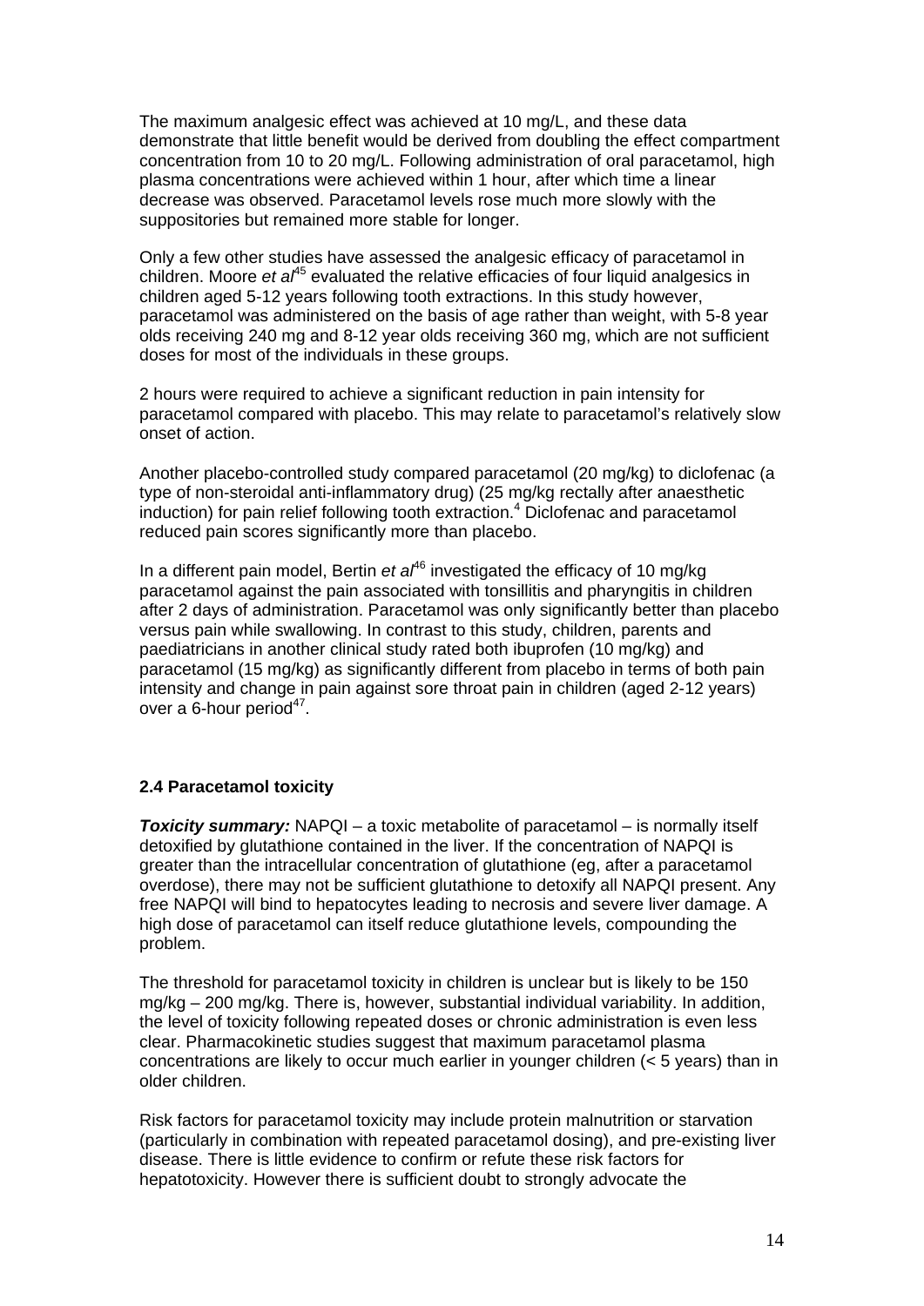The maximum analgesic effect was achieved at 10 mg/L, and these data demonstrate that little benefit would be derived from doubling the effect compartment concentration from 10 to 20 mg/L. Following administration of oral paracetamol, high plasma concentrations were achieved within 1 hour, after which time a linear decrease was observed. Paracetamol levels rose much more slowly with the suppositories but remained more stable for longer.

Only a few other studies have assessed the analgesic efficacy of paracetamol in children. Moore *et al*[45] evaluated the relative efficacies of four liquid analgesics in children aged 5-12 years following tooth extractions. In this study however, paracetamol was administered on the basis of age rather than weight, with 5-8 year olds receiving 240 mg and 8-12 year olds receiving 360 mg, which are not sufficient doses for most of the individuals in these groups.

2 hours were required to achieve a significant reduction in pain intensity for paracetamol compared with placebo. This may relate to paracetamol's relatively slow onset of action.

Another placebo-controlled study compared paracetamol (20 mg/kg) to diclofenac (a type of non-steroidal anti-inflammatory drug) (25 mg/kg rectally after anaesthetic induction) for pain relief following tooth extraction.[4] Diclofenac and paracetamol reduced pain scores significantly more than placebo.

In a different pain model, Bertin *et al*[46] investigated the efficacy of 10 mg/kg paracetamol against the pain associated with tonsillitis and pharyngitis in children after 2 days of administration. Paracetamol was only significantly better than placebo versus pain while swallowing. In contrast to this study, children, parents and paediatricians in another clinical study rated both ibuprofen (10 mg/kg) and paracetamol (15 mg/kg) as significantly different from placebo in terms of both pain intensity and change in pain against sore throat pain in children (aged 2-12 years) over a 6-hour period[47].

### 2.4 Paracetamol toxicity

***Toxicity summary:*** NAPQI – a toxic metabolite of paracetamol – is normally itself detoxified by glutathione contained in the liver. If the concentration of NAPQI is greater than the intracellular concentration of glutathione (eg, after a paracetamol overdose), there may not be sufficient glutathione to detoxify all NAPQI present. Any free NAPQI will bind to hepatocytes leading to necrosis and severe liver damage. A high dose of paracetamol can itself reduce glutathione levels, compounding the problem.

The threshold for paracetamol toxicity in children is unclear but is likely to be 150 mg/kg – 200 mg/kg. There is, however, substantial individual variability. In addition, the level of toxicity following repeated doses or chronic administration is even less clear. Pharmacokinetic studies suggest that maximum paracetamol plasma concentrations are likely to occur much earlier in younger children (< 5 years) than in older children.

Risk factors for paracetamol toxicity may include protein malnutrition or starvation (particularly in combination with repeated paracetamol dosing), and pre-existing liver disease. There is little evidence to confirm or refute these risk factors for hepatotoxicity. However there is sufficient doubt to strongly advocate the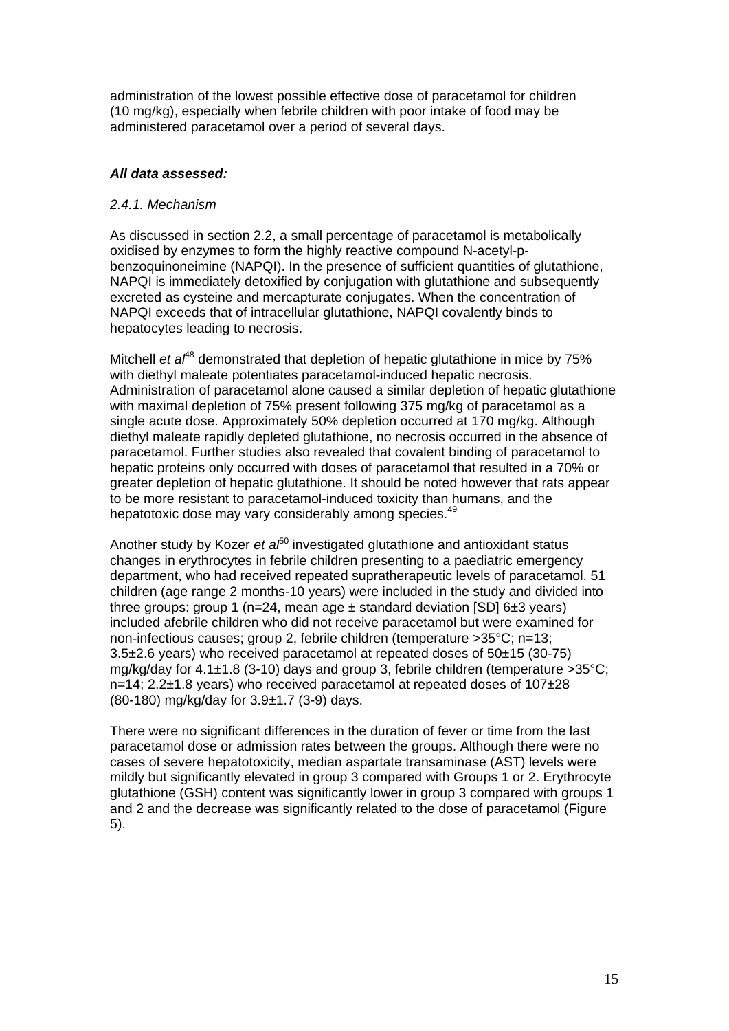administration of the lowest possible effective dose of paracetamol for children (10 mg/kg), especially when febrile children with poor intake of food may be administered paracetamol over a period of several days.

***All data assessed:***

*2.4.1. Mechanism*

As discussed in section 2.2, a small percentage of paracetamol is metabolically oxidised by enzymes to form the highly reactive compound N-acetyl-p-benzoquinoneimine (NAPQI). In the presence of sufficient quantities of glutathione, NAPQI is immediately detoxified by conjugation with glutathione and subsequently excreted as cysteine and mercapturate conjugates. When the concentration of NAPQI exceeds that of intracellular glutathione, NAPQI covalently binds to hepatocytes leading to necrosis.

Mitchell *et al*[48] demonstrated that depletion of hepatic glutathione in mice by 75% with diethyl maleate potentiates paracetamol-induced hepatic necrosis. Administration of paracetamol alone caused a similar depletion of hepatic glutathione with maximal depletion of 75% present following 375 mg/kg of paracetamol as a single acute dose. Approximately 50% depletion occurred at 170 mg/kg. Although diethyl maleate rapidly depleted glutathione, no necrosis occurred in the absence of paracetamol. Further studies also revealed that covalent binding of paracetamol to hepatic proteins only occurred with doses of paracetamol that resulted in a 70% or greater depletion of hepatic glutathione. It should be noted however that rats appear to be more resistant to paracetamol-induced toxicity than humans, and the hepatotoxic dose may vary considerably among species.[49]

Another study by Kozer *et al*[50] investigated glutathione and antioxidant status changes in erythrocytes in febrile children presenting to a paediatric emergency department, who had received repeated supratherapeutic levels of paracetamol. 51 children (age range 2 months-10 years) were included in the study and divided into three groups: group 1 (n=24, mean age ± standard deviation [SD] 6±3 years) included afebrile children who did not receive paracetamol but were examined for non-infectious causes; group 2, febrile children (temperature >35°C; n=13; 3.5±2.6 years) who received paracetamol at repeated doses of 50±15 (30-75) mg/kg/day for 4.1±1.8 (3-10) days and group 3, febrile children (temperature >35°C; n=14; 2.2±1.8 years) who received paracetamol at repeated doses of 107±28 (80-180) mg/kg/day for 3.9±1.7 (3-9) days.

There were no significant differences in the duration of fever or time from the last paracetamol dose or admission rates between the groups. Although there were no cases of severe hepatotoxicity, median aspartate transaminase (AST) levels were mildly but significantly elevated in group 3 compared with Groups 1 or 2. Erythrocyte glutathione (GSH) content was significantly lower in group 3 compared with groups 1 and 2 and the decrease was significantly related to the dose of paracetamol (Figure 5).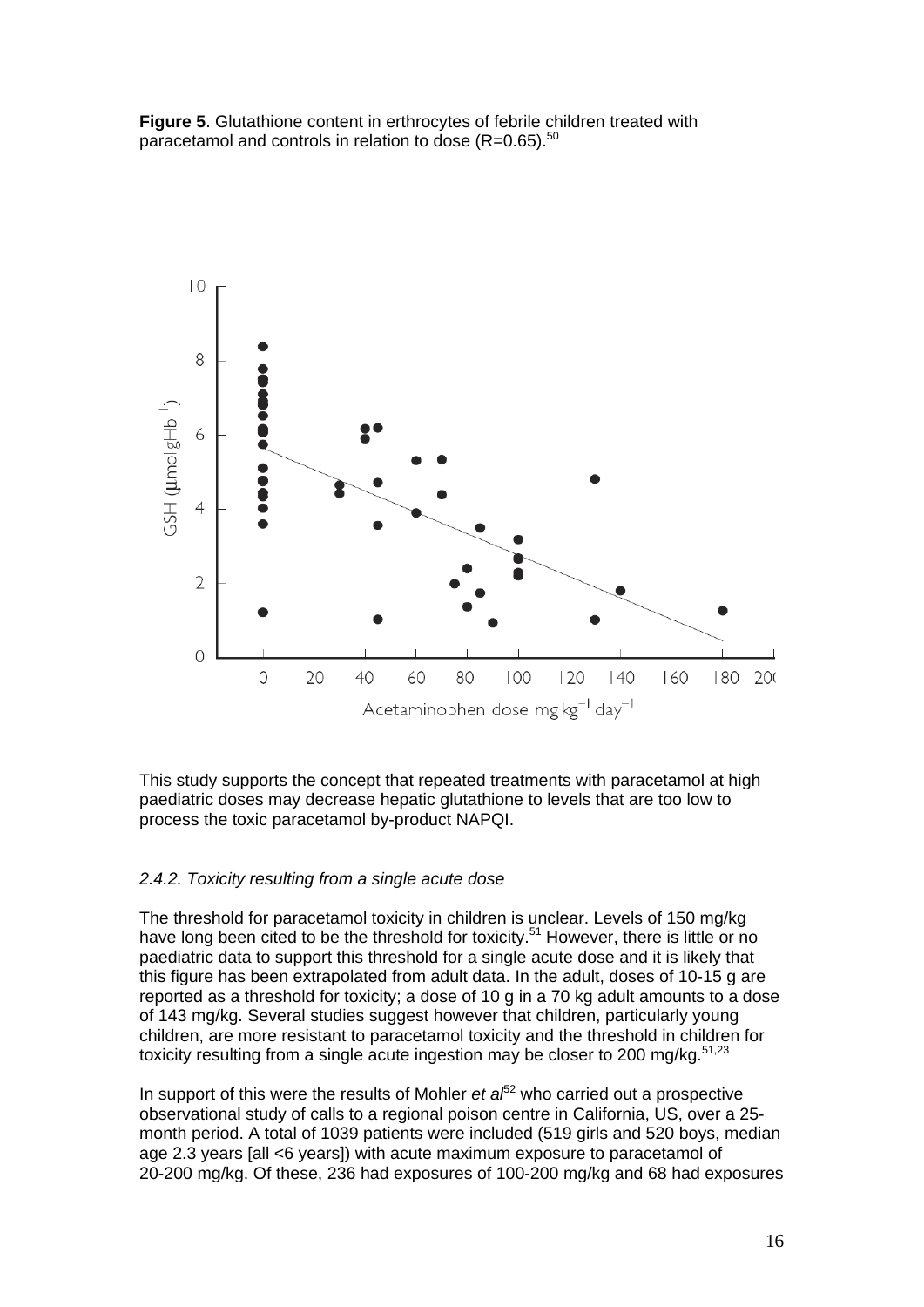**Figure 5**. Glutathione content in erthrocytes of febrile children treated with paracetamol and controls in relation to dose (R=0.65).[50]

This study supports the concept that repeated treatments with paracetamol at high paediatric doses may decrease hepatic glutathione to levels that are too low to process the toxic paracetamol by-product NAPQI.

### *2.4.2. Toxicity resulting from a single acute dose*

The threshold for paracetamol toxicity in children is unclear. Levels of 150 mg/kg have long been cited to be the threshold for toxicity.[51] However, there is little or no paediatric data to support this threshold for a single acute dose and it is likely that this figure has been extrapolated from adult data. In the adult, doses of 10-15 g are reported as a threshold for toxicity; a dose of 10 g in a 70 kg adult amounts to a dose of 143 mg/kg. Several studies suggest however that children, particularly young children, are more resistant to paracetamol toxicity and the threshold in children for toxicity resulting from a single acute ingestion may be closer to 200 mg/kg.[51,23]

In support of this were the results of Mohler *et al*[52] who carried out a prospective observational study of calls to a regional poison centre in California, US, over a 25-month period. A total of 1039 patients were included (519 girls and 520 boys, median age 2.3 years [all <6 years]) with acute maximum exposure to paracetamol of 20-200 mg/kg. Of these, 236 had exposures of 100-200 mg/kg and 68 had exposures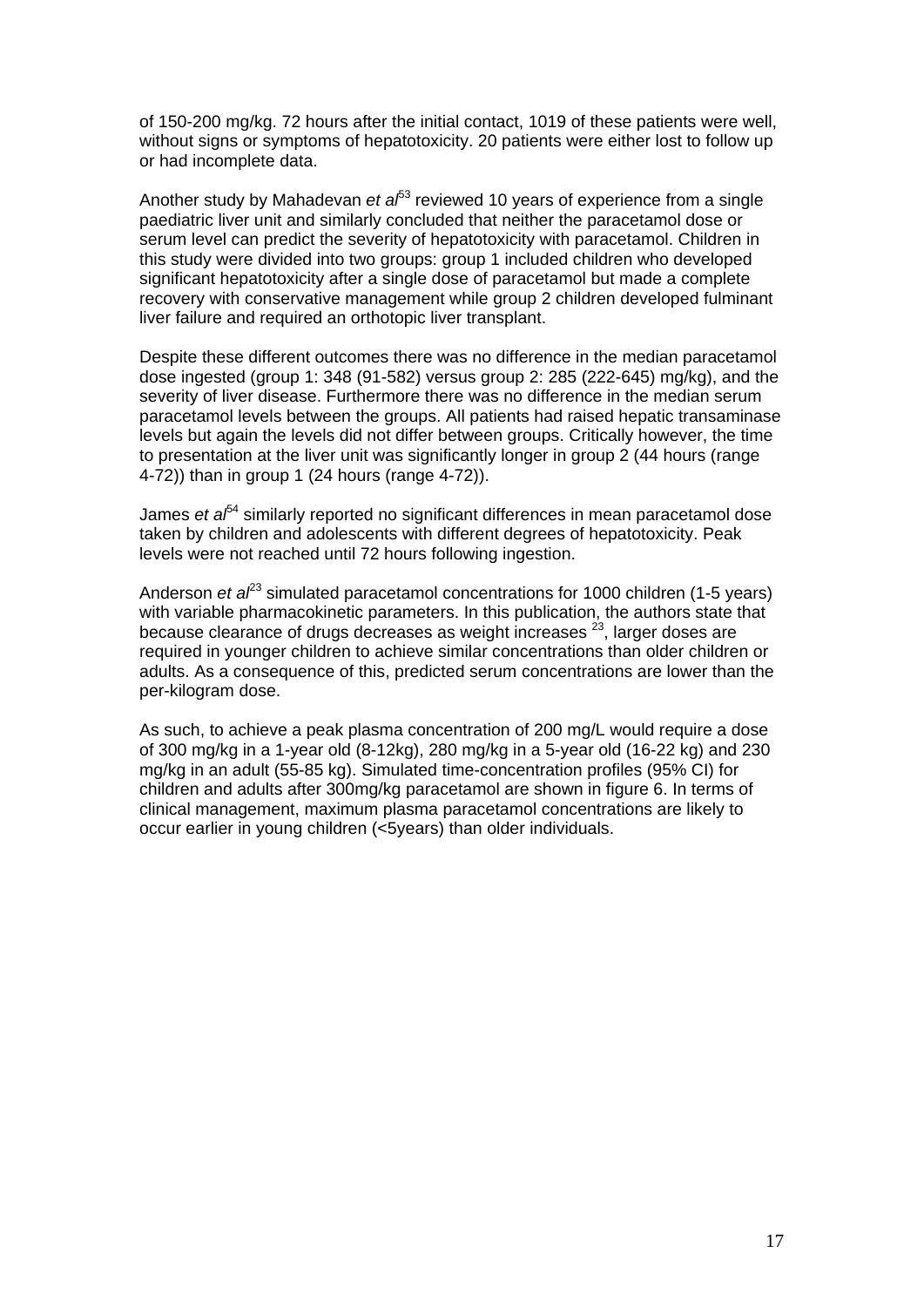of 150-200 mg/kg. 72 hours after the initial contact, 1019 of these patients were well, without signs or symptoms of hepatotoxicity. 20 patients were either lost to follow up or had incomplete data.

Another study by Mahadevan *et al*[53] reviewed 10 years of experience from a single paediatric liver unit and similarly concluded that neither the paracetamol dose or serum level can predict the severity of hepatotoxicity with paracetamol. Children in this study were divided into two groups: group 1 included children who developed significant hepatotoxicity after a single dose of paracetamol but made a complete recovery with conservative management while group 2 children developed fulminant liver failure and required an orthotopic liver transplant.

Despite these different outcomes there was no difference in the median paracetamol dose ingested (group 1: 348 (91-582) versus group 2: 285 (222-645) mg/kg), and the severity of liver disease. Furthermore there was no difference in the median serum paracetamol levels between the groups. All patients had raised hepatic transaminase levels but again the levels did not differ between groups. Critically however, the time to presentation at the liver unit was significantly longer in group 2 (44 hours (range 4-72)) than in group 1 (24 hours (range 4-72)).

James *et al*[54] similarly reported no significant differences in mean paracetamol dose taken by children and adolescents with different degrees of hepatotoxicity. Peak levels were not reached until 72 hours following ingestion.

Anderson *et al*[23] simulated paracetamol concentrations for 1000 children (1-5 years) with variable pharmacokinetic parameters. In this publication, the authors state that because clearance of drugs decreases as weight increases [23], larger doses are required in younger children to achieve similar concentrations than older children or adults. As a consequence of this, predicted serum concentrations are lower than the per-kilogram dose.

As such, to achieve a peak plasma concentration of 200 mg/L would require a dose of 300 mg/kg in a 1-year old (8-12kg), 280 mg/kg in a 5-year old (16-22 kg) and 230 mg/kg in an adult (55-85 kg). Simulated time-concentration profiles (95% CI) for children and adults after 300mg/kg paracetamol are shown in figure 6. In terms of clinical management, maximum plasma paracetamol concentrations are likely to occur earlier in young children (<5years) than older individuals.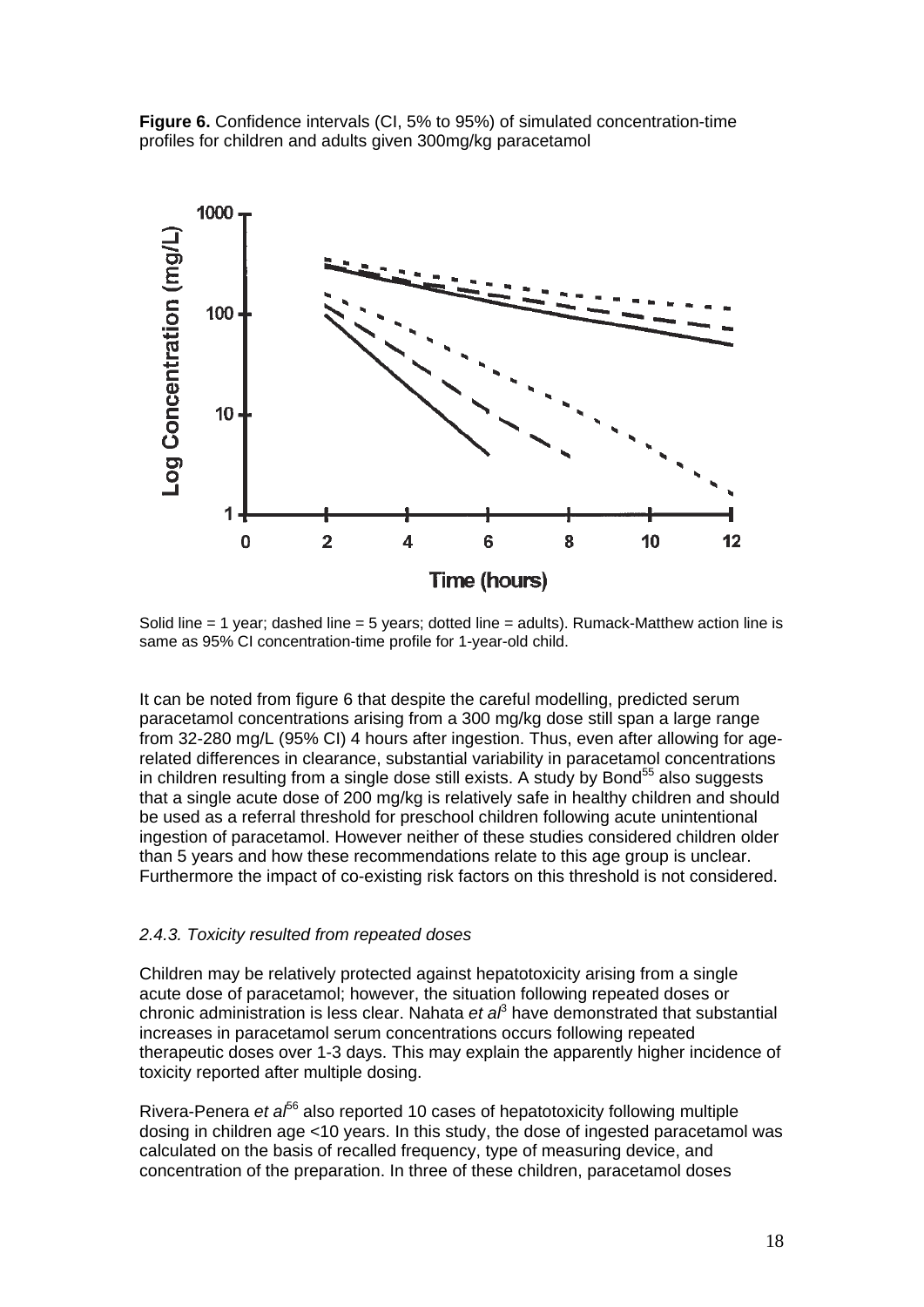**Figure 6.** Confidence intervals (CI, 5% to 95%) of simulated concentration-time profiles for children and adults given 300mg/kg paracetamol

Solid line = 1 year; dashed line = 5 years; dotted line = adults). Rumack-Matthew action line is same as 95% CI concentration-time profile for 1-year-old child.

It can be noted from figure 6 that despite the careful modelling, predicted serum paracetamol concentrations arising from a 300 mg/kg dose still span a large range from 32-280 mg/L (95% CI) 4 hours after ingestion. Thus, even after allowing for age-related differences in clearance, substantial variability in paracetamol concentrations in children resulting from a single dose still exists. A study by Bond[55] also suggests that a single acute dose of 200 mg/kg is relatively safe in healthy children and should be used as a referral threshold for preschool children following acute unintentional ingestion of paracetamol. However neither of these studies considered children older than 5 years and how these recommendations relate to this age group is unclear. Furthermore the impact of co-existing risk factors on this threshold is not considered.

### *2.4.3. Toxicity resulted from repeated doses*

Children may be relatively protected against hepatotoxicity arising from a single acute dose of paracetamol; however, the situation following repeated doses or chronic administration is less clear. Nahata *et al*[3] have demonstrated that substantial increases in paracetamol serum concentrations occurs following repeated therapeutic doses over 1-3 days. This may explain the apparently higher incidence of toxicity reported after multiple dosing.

Rivera-Penera *et al*[56] also reported 10 cases of hepatotoxicity following multiple dosing in children age <10 years. In this study, the dose of ingested paracetamol was calculated on the basis of recalled frequency, type of measuring device, and concentration of the preparation. In three of these children, paracetamol doses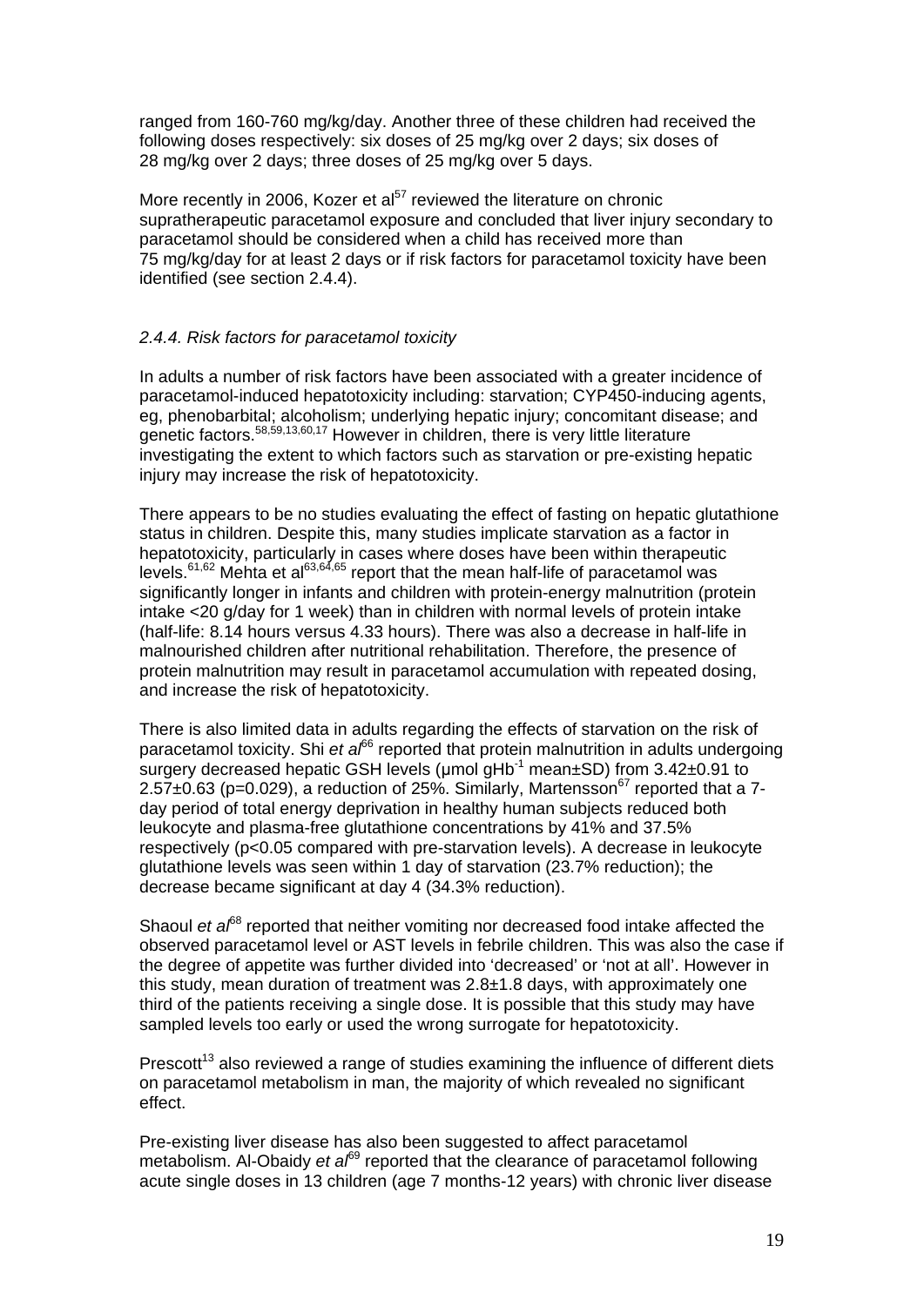ranged from 160-760 mg/kg/day. Another three of these children had received the following doses respectively: six doses of 25 mg/kg over 2 days; six doses of 28 mg/kg over 2 days; three doses of 25 mg/kg over 5 days.

More recently in 2006, Kozer et al[57] reviewed the literature on chronic supratherapeutic paracetamol exposure and concluded that liver injury secondary to paracetamol should be considered when a child has received more than 75 mg/kg/day for at least 2 days or if risk factors for paracetamol toxicity have been identified (see section 2.4.4).

### *2.4.4. Risk factors for paracetamol toxicity*

In adults a number of risk factors have been associated with a greater incidence of paracetamol-induced hepatotoxicity including: starvation; CYP450-inducing agents, eg, phenobarbital; alcoholism; underlying hepatic injury; concomitant disease; and genetic factors.[58,59,13,60,17] However in children, there is very little literature investigating the extent to which factors such as starvation or pre-existing hepatic injury may increase the risk of hepatotoxicity.

There appears to be no studies evaluating the effect of fasting on hepatic glutathione status in children. Despite this, many studies implicate starvation as a factor in hepatotoxicity, particularly in cases where doses have been within therapeutic levels.[61,62] Mehta et al[63,64,65] report that the mean half-life of paracetamol was significantly longer in infants and children with protein-energy malnutrition (protein intake <20 g/day for 1 week) than in children with normal levels of protein intake (half-life: 8.14 hours versus 4.33 hours). There was also a decrease in half-life in malnourished children after nutritional rehabilitation. Therefore, the presence of protein malnutrition may result in paracetamol accumulation with repeated dosing, and increase the risk of hepatotoxicity.

There is also limited data in adults regarding the effects of starvation on the risk of paracetamol toxicity. Shi *et al*[66] reported that protein malnutrition in adults undergoing surgery decreased hepatic GSH levels (µmol $gHb^{-1}$ mean±SD) from 3.42±0.91 to 2.57±0.63 ($p=0.029$), a reduction of 25%. Similarly, Martensson[67] reported that a 7-day period of total energy deprivation in healthy human subjects reduced both leukocyte and plasma-free glutathione concentrations by 41% and 37.5% respectively ($p<0.05$ compared with pre-starvation levels). A decrease in leukocyte glutathione levels was seen within 1 day of starvation (23.7% reduction); the decrease became significant at day 4 (34.3% reduction).

Shaoul *et al*[68] reported that neither vomiting nor decreased food intake affected the observed paracetamol level or AST levels in febrile children. This was also the case if the degree of appetite was further divided into 'decreased' or 'not at all'. However in this study, mean duration of treatment was 2.8±1.8 days, with approximately one third of the patients receiving a single dose. It is possible that this study may have sampled levels too early or used the wrong surrogate for hepatotoxicity.

Prescott[13] also reviewed a range of studies examining the influence of different diets on paracetamol metabolism in man, the majority of which revealed no significant effect.

Pre-existing liver disease has also been suggested to affect paracetamol metabolism. Al-Obaidy *et al*[69] reported that the clearance of paracetamol following acute single doses in 13 children (age 7 months-12 years) with chronic liver disease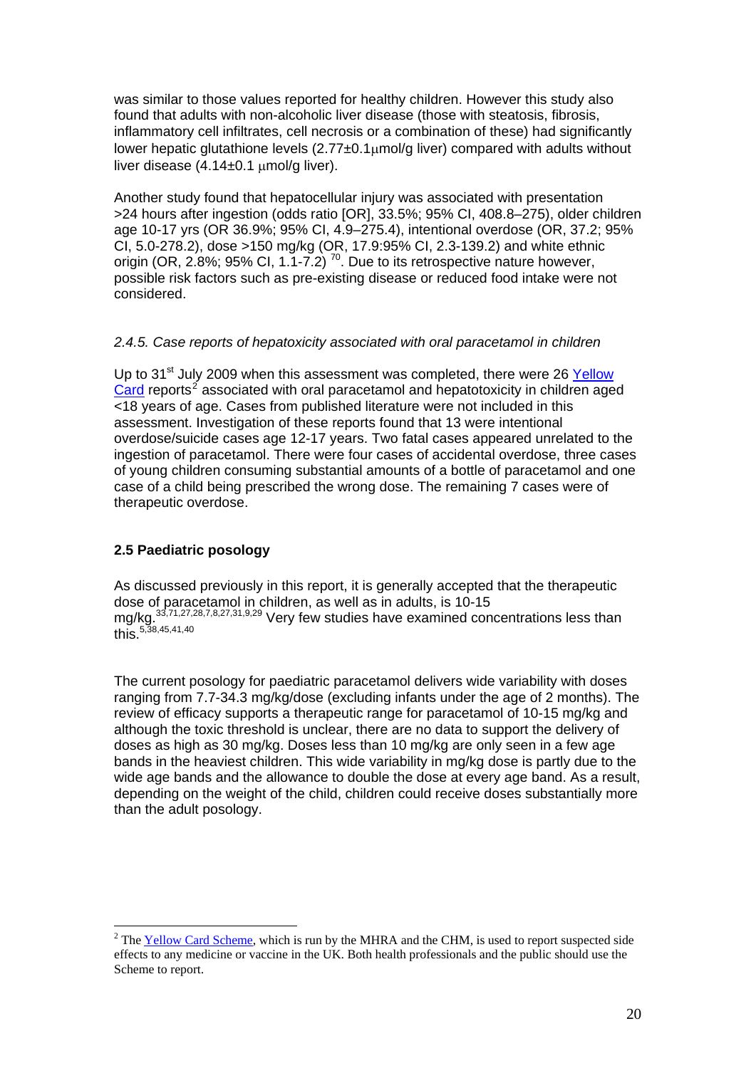was similar to those values reported for healthy children. However this study also found that adults with non-alcoholic liver disease (those with steatosis, fibrosis, inflammatory cell infiltrates, cell necrosis or a combination of these) had significantly lower hepatic glutathione levels (2.77±0.1μmol/g liver) compared with adults without liver disease (4.14±0.1 μmol/g liver).

Another study found that hepatocellular injury was associated with presentation >24 hours after ingestion (odds ratio [OR], 33.5%; 95% CI, 408.8–275), older children age 10-17 yrs (OR 36.9%; 95% CI, 4.9–275.4), intentional overdose (OR, 37.2; 95% CI, 5.0-278.2), dose >150 mg/kg (OR, 17.9:95% CI, 2.3-139.2) and white ethnic origin (OR, 2.8%; 95% CI, 1.1-7.2) [70]. Due to its retrospective nature however, possible risk factors such as pre-existing disease or reduced food intake were not considered.

### *2.4.5. Case reports of hepatoxicity associated with oral paracetamol in children*

Up to 31st July 2009 when this assessment was completed, there were 26 Yellow Card reports[2] associated with oral paracetamol and hepatotoxicity in children aged <18 years of age. Cases from published literature were not included in this assessment. Investigation of these reports found that 13 were intentional overdose/suicide cases age 12-17 years. Two fatal cases appeared unrelated to the ingestion of paracetamol. There were four cases of accidental overdose, three cases of young children consuming substantial amounts of a bottle of paracetamol and one case of a child being prescribed the wrong dose. The remaining 7 cases were of therapeutic overdose.

## 2.5 Paediatric posology

As discussed previously in this report, it is generally accepted that the therapeutic dose of paracetamol in children, as well as in adults, is 10-15 mg/kg.[33,71,27,28,7,8,27,31,9,29] Very few studies have examined concentrations less than this.[5,38,45,41,40]

The current posology for paediatric paracetamol delivers wide variability with doses ranging from 7.7-34.3 mg/kg/dose (excluding infants under the age of 2 months). The review of efficacy supports a therapeutic range for paracetamol of 10-15 mg/kg and although the toxic threshold is unclear, there are no data to support the delivery of doses as high as 30 mg/kg. Doses less than 10 mg/kg are only seen in a few age bands in the heaviest children. This wide variability in mg/kg dose is partly due to the wide age bands and the allowance to double the dose at every age band. As a result, depending on the weight of the child, children could receive doses substantially more than the adult posology.

---

[2] The Yellow Card Scheme, which is run by the MHRA and the CHM, is used to report suspected side effects to any medicine or vaccine in the UK. Both health professionals and the public should use the Scheme to report.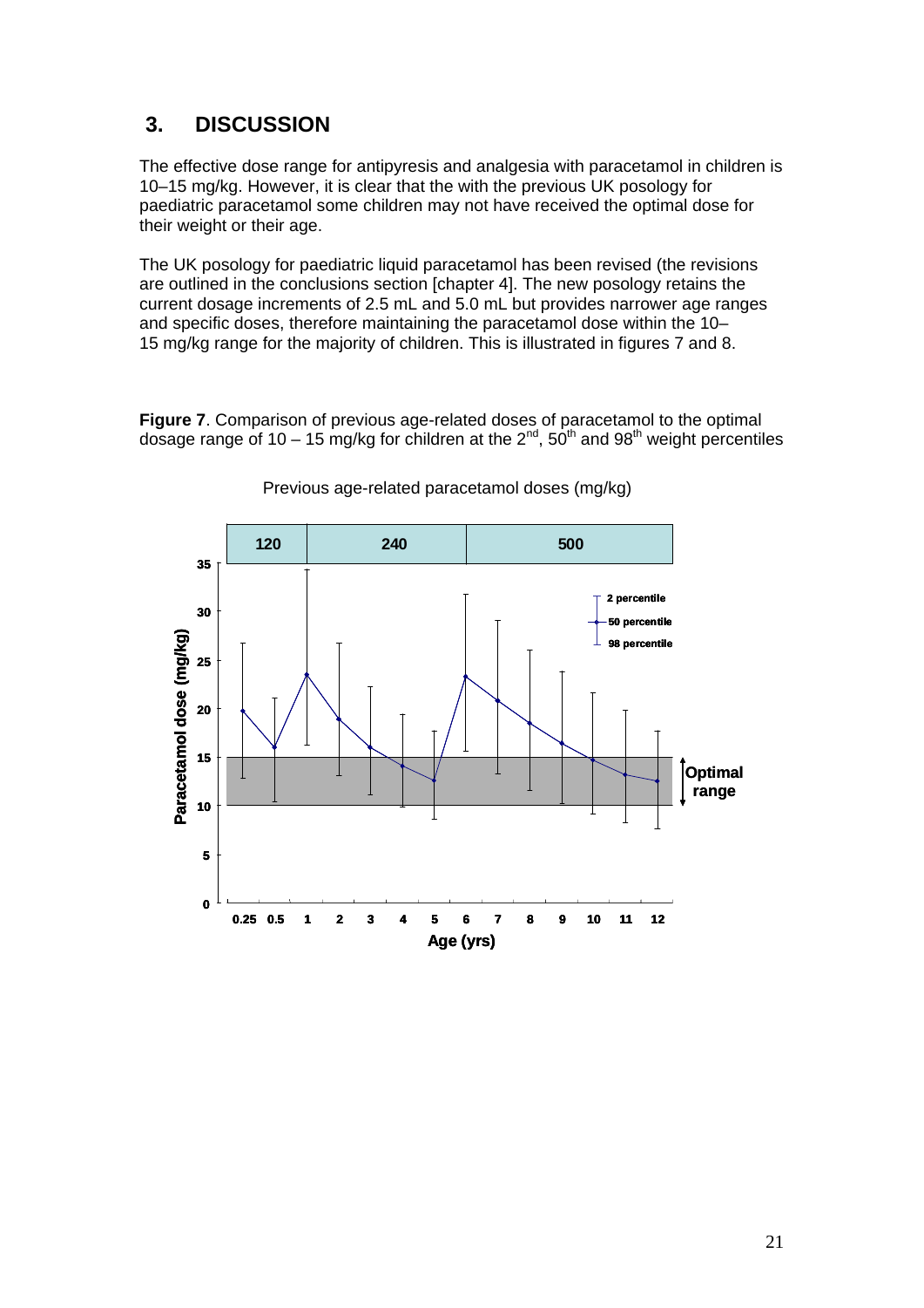## 3. DISCUSSION

The effective dose range for antipyresis and analgesia with paracetamol in children is 10–15 mg/kg. However, it is clear that the with the previous UK posology for paediatric paracetamol some children may not have received the optimal dose for their weight or their age.

The UK posology for paediatric liquid paracetamol has been revised (the revisions are outlined in the conclusions section [chapter 4]. The new posology retains the current dosage increments of 2.5 mL and 5.0 mL but provides narrower age ranges and specific doses, therefore maintaining the paracetamol dose within the 10–15 mg/kg range for the majority of children. This is illustrated in figures 7 and 8.

**Figure 7**. Comparison of previous age-related doses of paracetamol to the optimal dosage range of 10 – 15 mg/kg for children at the 2nd, 50th and 98th weight percentiles

Previous age-related paracetamol doses (mg/kg)

| 120 | 240 | 500 |
|---|---|---|

Paracetamol dose (mg/kg)

2 percentile
50 percentile
98 percentile

Optimal range

0.25 0.5 1 2 3 4 5 6 7 8 9 10 11 12

Age (yrs)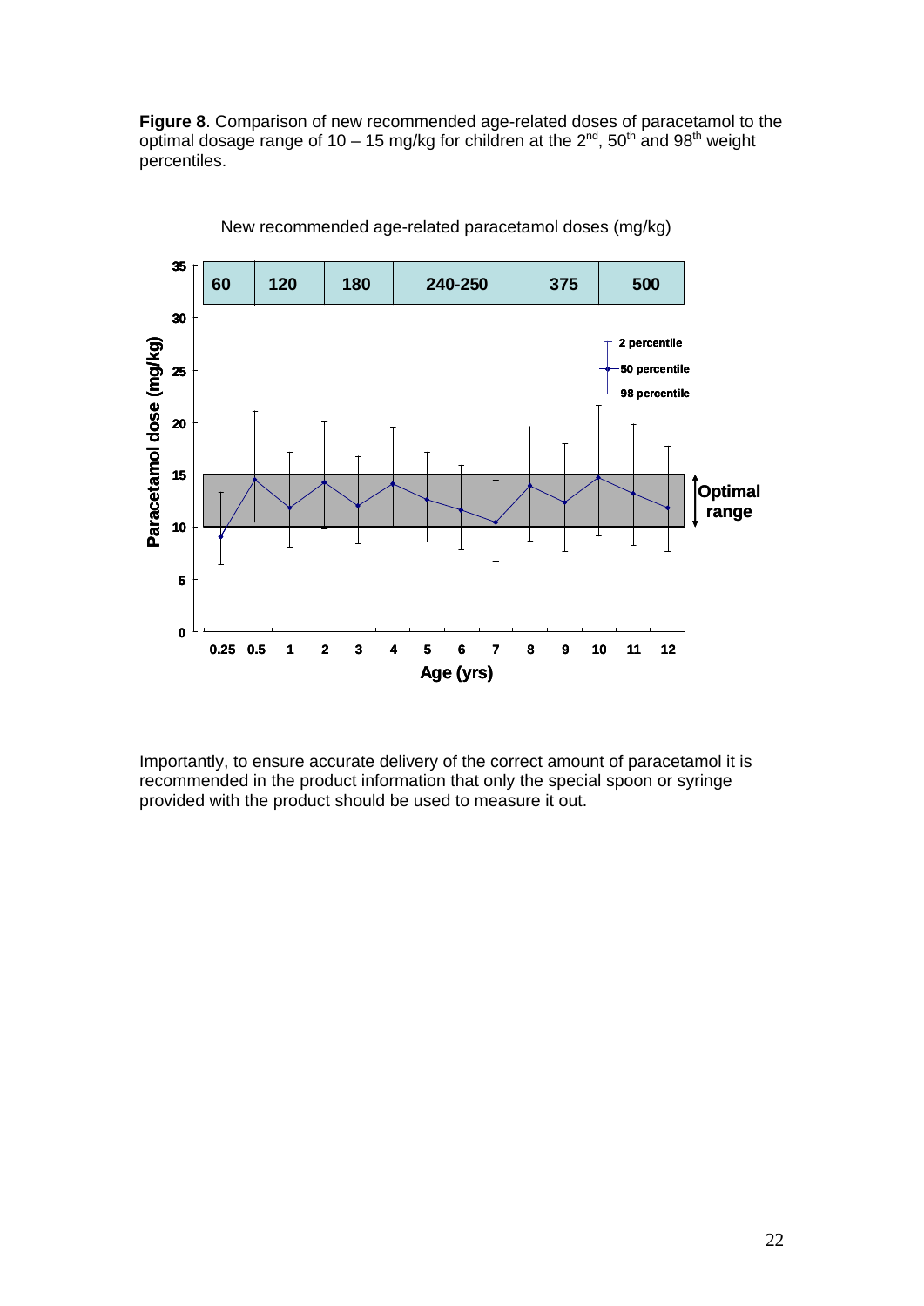**Figure 8**. Comparison of new recommended age-related doses of paracetamol to the optimal dosage range of 10 – 15 mg/kg for children at the 2[nd], 50[th] and 98[th] weight percentiles.

New recommended age-related paracetamol doses (mg/kg)

| 60 | 120 | 180 | 240-250 | 375 | 500 |
|---|---|---|---|---|---|

Paracetamol dose (mg/kg)

Age (yrs): 0.25, 0.5, 1, 2, 3, 4, 5, 6, 7, 8, 9, 10, 11, 12

2 percentile
50 percentile
98 percentile

Optimal range

Importantly, to ensure accurate delivery of the correct amount of paracetamol it is recommended in the product information that only the special spoon or syringe provided with the product should be used to measure it out.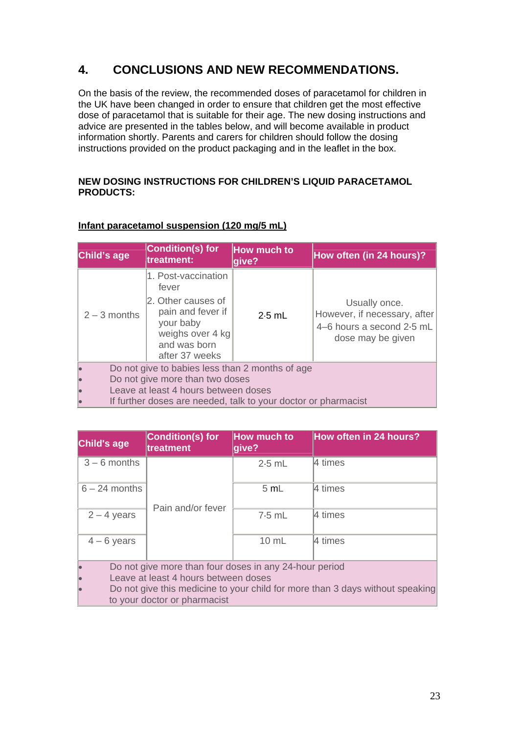## 4. CONCLUSIONS AND NEW RECOMMENDATIONS.

On the basis of the review, the recommended doses of paracetamol for children in the UK have been changed in order to ensure that children get the most effective dose of paracetamol that is suitable for their age. The new dosing instructions and advice are presented in the tables below, and will become available in product information shortly. Parents and carers for children should follow the dosing instructions provided on the product packaging and in the leaflet in the box.

**NEW DOSING INSTRUCTIONS FOR CHILDREN'S LIQUID PARACETAMOL PRODUCTS:**

**Infant paracetamol suspension (120 mg/5 mL)**

| Child's age | Condition(s) for treatment: | How much to give? | How often (in 24 hours)? |
|---|---|---|---|
| 2 – 3 months | 1. Post-vaccination fever<br>2. Other causes of pain and fever if your baby weighs over 4 kg and was born after 37 weeks | 2·5 mL | Usually once. However, if necessary, after 4–6 hours a second 2·5 mL dose may be given |

- Do not give to babies less than 2 months of age
- Do not give more than two doses
- Leave at least 4 hours between doses
- If further doses are needed, talk to your doctor or pharmacist

| Child's age | Condition(s) for treatment | How much to give? | How often in 24 hours? |
|---|---|---|---|
| 3 – 6 months | Pain and/or fever | 2·5 mL | 4 times |
| 6 – 24 months | | 5 mL | 4 times |
| 2 – 4 years | | 7·5 mL | 4 times |
| 4 – 6 years | | 10 mL | 4 times |

- Do not give more than four doses in any 24-hour period
- Leave at least 4 hours between doses
- Do not give this medicine to your child for more than 3 days without speaking to your doctor or pharmacist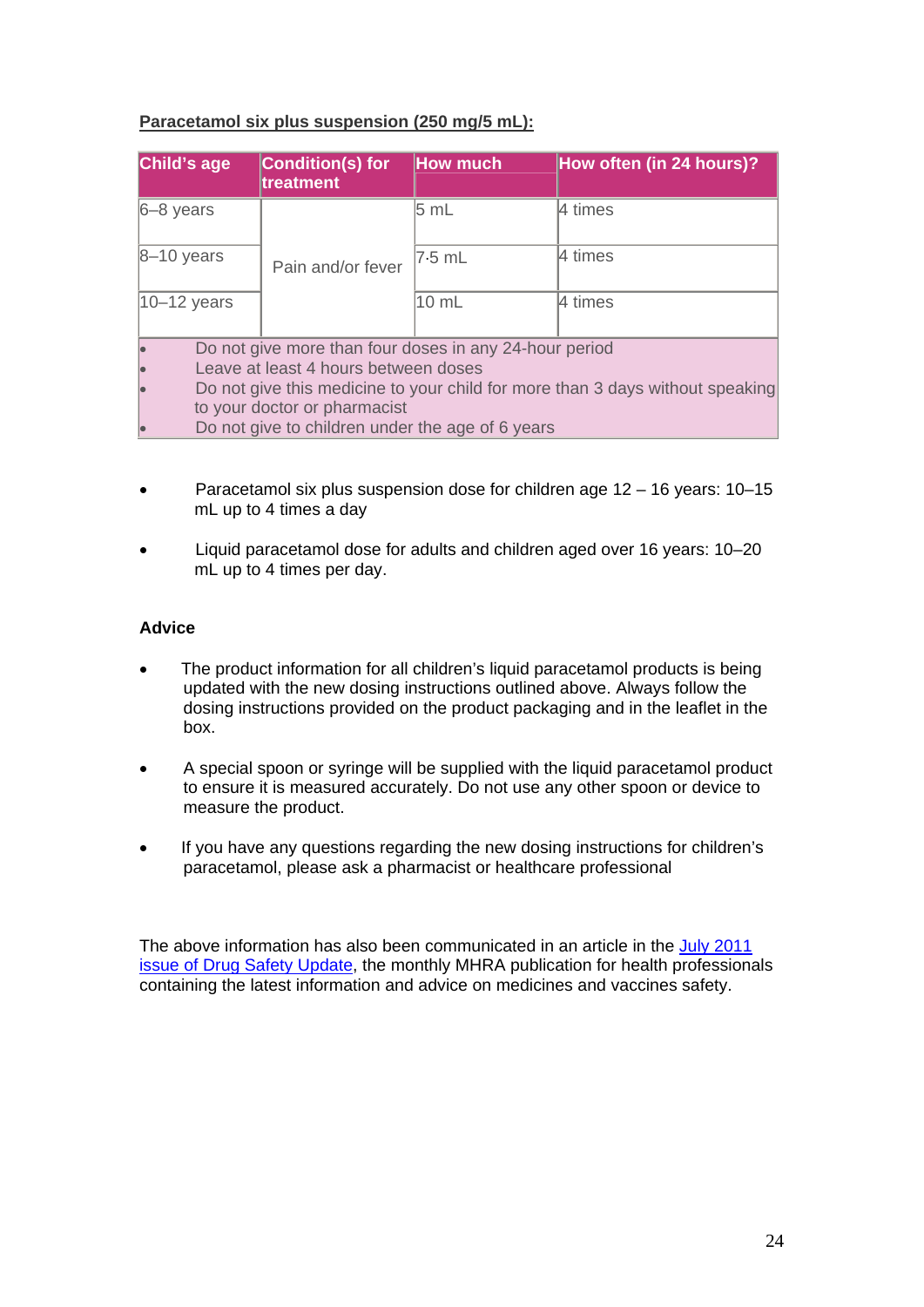**Paracetamol six plus suspension (250 mg/5 mL):**

| Child's age | Condition(s) for treatment | How much | How often (in 24 hours)? |
|---|---|---|---|
| 6–8 years | Pain and/or fever | 5 mL | 4 times |
| 8–10 years | | 7·5 mL | 4 times |
| 10–12 years | | 10 mL | 4 times |

- Do not give more than four doses in any 24-hour period
- Leave at least 4 hours between doses
- Do not give this medicine to your child for more than 3 days without speaking to your doctor or pharmacist
- Do not give to children under the age of 6 years

- Paracetamol six plus suspension dose for children age 12 – 16 years: 10–15 mL up to 4 times a day

- Liquid paracetamol dose for adults and children aged over 16 years: 10–20 mL up to 4 times per day.

**Advice**

- The product information for all children's liquid paracetamol products is being updated with the new dosing instructions outlined above. Always follow the dosing instructions provided on the product packaging and in the leaflet in the box.

- A special spoon or syringe will be supplied with the liquid paracetamol product to ensure it is measured accurately. Do not use any other spoon or device to measure the product.

- If you have any questions regarding the new dosing instructions for children's paracetamol, please ask a pharmacist or healthcare professional

The above information has also been communicated in an article in the July 2011 issue of Drug Safety Update, the monthly MHRA publication for health professionals containing the latest information and advice on medicines and vaccines safety.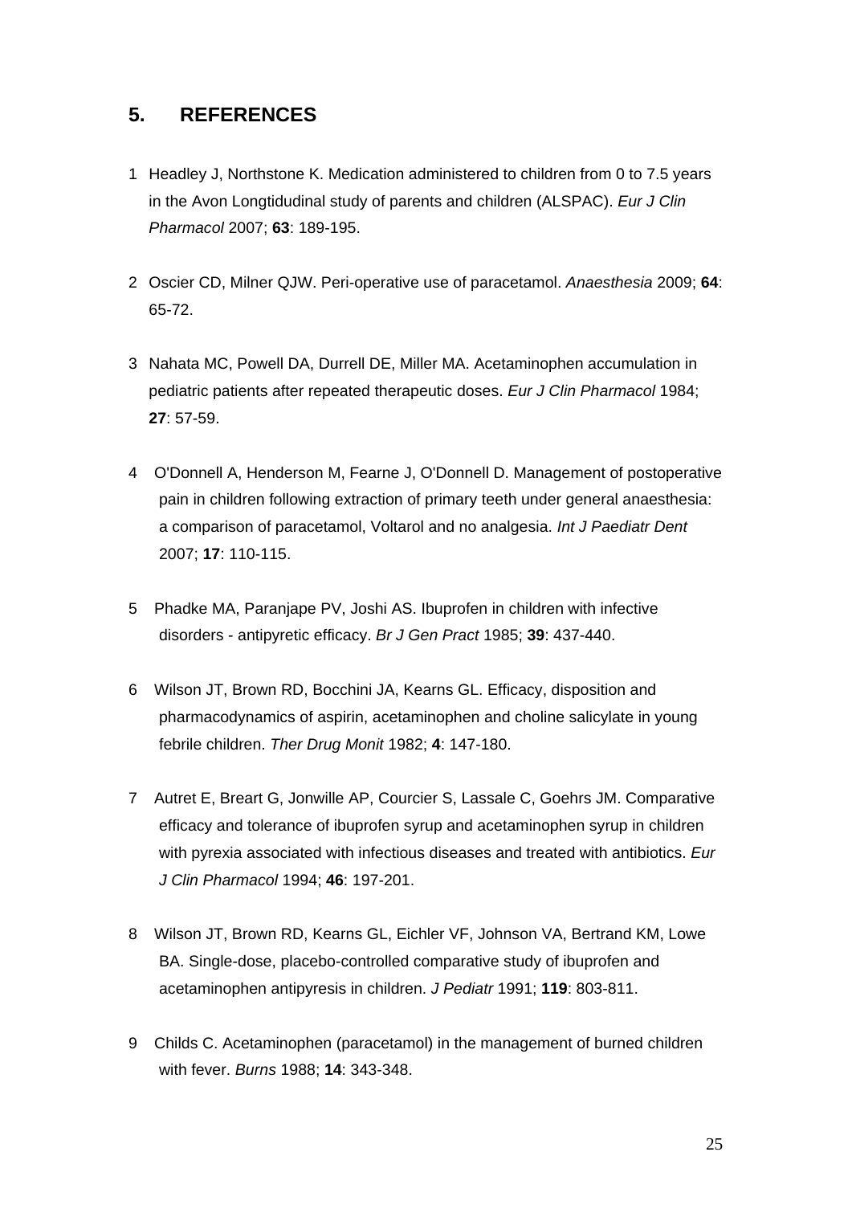## 5. REFERENCES

1. Headley J, Northstone K. Medication administered to children from 0 to 7.5 years in the Avon Longtidudinal study of parents and children (ALSPAC). *Eur J Clin Pharmacol* 2007; **63**: 189-195.

2. Oscier CD, Milner QJW. Peri-operative use of paracetamol. *Anaesthesia* 2009; **64**: 65-72.

3. Nahata MC, Powell DA, Durrell DE, Miller MA. Acetaminophen accumulation in pediatric patients after repeated therapeutic doses. *Eur J Clin Pharmacol* 1984; **27**: 57-59.

4. O'Donnell A, Henderson M, Fearne J, O'Donnell D. Management of postoperative pain in children following extraction of primary teeth under general anaesthesia: a comparison of paracetamol, Voltarol and no analgesia. *Int J Paediatr Dent* 2007; **17**: 110-115.

5. Phadke MA, Paranjape PV, Joshi AS. Ibuprofen in children with infective disorders - antipyretic efficacy. *Br J Gen Pract* 1985; **39**: 437-440.

6. Wilson JT, Brown RD, Bocchini JA, Kearns GL. Efficacy, disposition and pharmacodynamics of aspirin, acetaminophen and choline salicylate in young febrile children. *Ther Drug Monit* 1982; **4**: 147-180.

7. Autret E, Breart G, Jonwille AP, Courcier S, Lassale C, Goehrs JM. Comparative efficacy and tolerance of ibuprofen syrup and acetaminophen syrup in children with pyrexia associated with infectious diseases and treated with antibiotics. *Eur J Clin Pharmacol* 1994; **46**: 197-201.

8. Wilson JT, Brown RD, Kearns GL, Eichler VF, Johnson VA, Bertrand KM, Lowe BA. Single-dose, placebo-controlled comparative study of ibuprofen and acetaminophen antipyresis in children. *J Pediatr* 1991; **119**: 803-811.

9. Childs C. Acetaminophen (paracetamol) in the management of burned children with fever. *Burns* 1988; **14**: 343-348.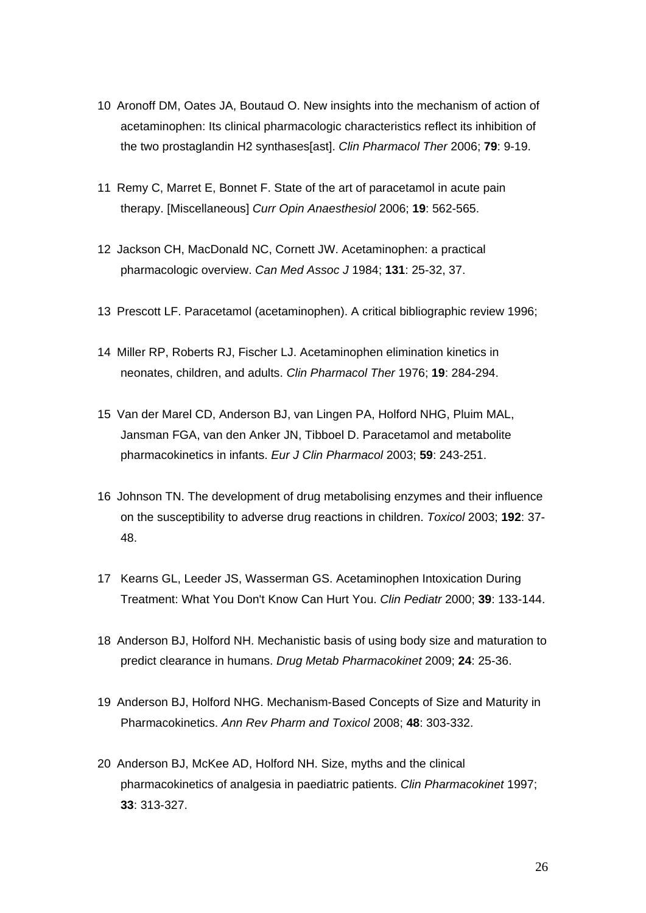10 Aronoff DM, Oates JA, Boutaud O. New insights into the mechanism of action of acetaminophen: Its clinical pharmacologic characteristics reflect its inhibition of the two prostaglandin H2 synthases[ast]. *Clin Pharmacol Ther* 2006; **79**: 9-19.

11 Remy C, Marret E, Bonnet F. State of the art of paracetamol in acute pain therapy. [Miscellaneous] *Curr Opin Anaesthesiol* 2006; **19**: 562-565.

12 Jackson CH, MacDonald NC, Cornett JW. Acetaminophen: a practical pharmacologic overview. *Can Med Assoc J* 1984; **131**: 25-32, 37.

13 Prescott LF. Paracetamol (acetaminophen). A critical bibliographic review 1996;

14 Miller RP, Roberts RJ, Fischer LJ. Acetaminophen elimination kinetics in neonates, children, and adults. *Clin Pharmacol Ther* 1976; **19**: 284-294.

15 Van der Marel CD, Anderson BJ, van Lingen PA, Holford NHG, Pluim MAL, Jansman FGA, van den Anker JN, Tibboel D. Paracetamol and metabolite pharmacokinetics in infants. *Eur J Clin Pharmacol* 2003; **59**: 243-251.

16 Johnson TN. The development of drug metabolising enzymes and their influence on the susceptibility to adverse drug reactions in children. *Toxicol* 2003; **192**: 37-48.

17 Kearns GL, Leeder JS, Wasserman GS. Acetaminophen Intoxication During Treatment: What You Don't Know Can Hurt You. *Clin Pediatr* 2000; **39**: 133-144.

18 Anderson BJ, Holford NH. Mechanistic basis of using body size and maturation to predict clearance in humans. *Drug Metab Pharmacokinet* 2009; **24**: 25-36.

19 Anderson BJ, Holford NHG. Mechanism-Based Concepts of Size and Maturity in Pharmacokinetics. *Ann Rev Pharm and Toxicol* 2008; **48**: 303-332.

20 Anderson BJ, McKee AD, Holford NH. Size, myths and the clinical pharmacokinetics of analgesia in paediatric patients. *Clin Pharmacokinet* 1997; **33**: 313-327.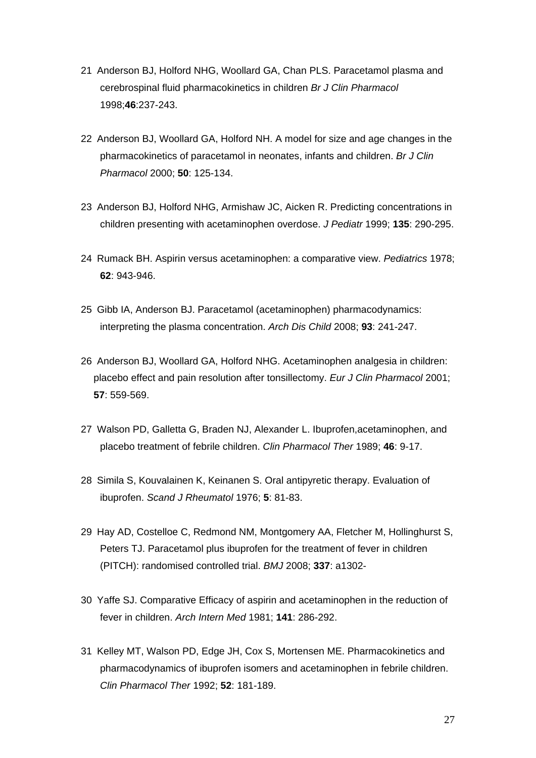21 Anderson BJ, Holford NHG, Woollard GA, Chan PLS. Paracetamol plasma and cerebrospinal fluid pharmacokinetics in children *Br J Clin Pharmacol* 1998;**46**:237-243.

22 Anderson BJ, Woollard GA, Holford NH. A model for size and age changes in the pharmacokinetics of paracetamol in neonates, infants and children. *Br J Clin Pharmacol* 2000; **50**: 125-134.

23 Anderson BJ, Holford NHG, Armishaw JC, Aicken R. Predicting concentrations in children presenting with acetaminophen overdose. *J Pediatr* 1999; **135**: 290-295.

24 Rumack BH. Aspirin versus acetaminophen: a comparative view. *Pediatrics* 1978; **62**: 943-946.

25 Gibb IA, Anderson BJ. Paracetamol (acetaminophen) pharmacodynamics: interpreting the plasma concentration. *Arch Dis Child* 2008; **93**: 241-247.

26 Anderson BJ, Woollard GA, Holford NHG. Acetaminophen analgesia in children: placebo effect and pain resolution after tonsillectomy. *Eur J Clin Pharmacol* 2001; **57**: 559-569.

27 Walson PD, Galletta G, Braden NJ, Alexander L. Ibuprofen,acetaminophen, and placebo treatment of febrile children. *Clin Pharmacol Ther* 1989; **46**: 9-17.

28 Simila S, Kouvalainen K, Keinanen S. Oral antipyretic therapy. Evaluation of ibuprofen. *Scand J Rheumatol* 1976; **5**: 81-83.

29 Hay AD, Costelloe C, Redmond NM, Montgomery AA, Fletcher M, Hollinghurst S, Peters TJ. Paracetamol plus ibuprofen for the treatment of fever in children (PITCH): randomised controlled trial. *BMJ* 2008; **337**: a1302-

30 Yaffe SJ. Comparative Efficacy of aspirin and acetaminophen in the reduction of fever in children. *Arch Intern Med* 1981; **141**: 286-292.

31 Kelley MT, Walson PD, Edge JH, Cox S, Mortensen ME. Pharmacokinetics and pharmacodynamics of ibuprofen isomers and acetaminophen in febrile children. *Clin Pharmacol Ther* 1992; **52**: 181-189.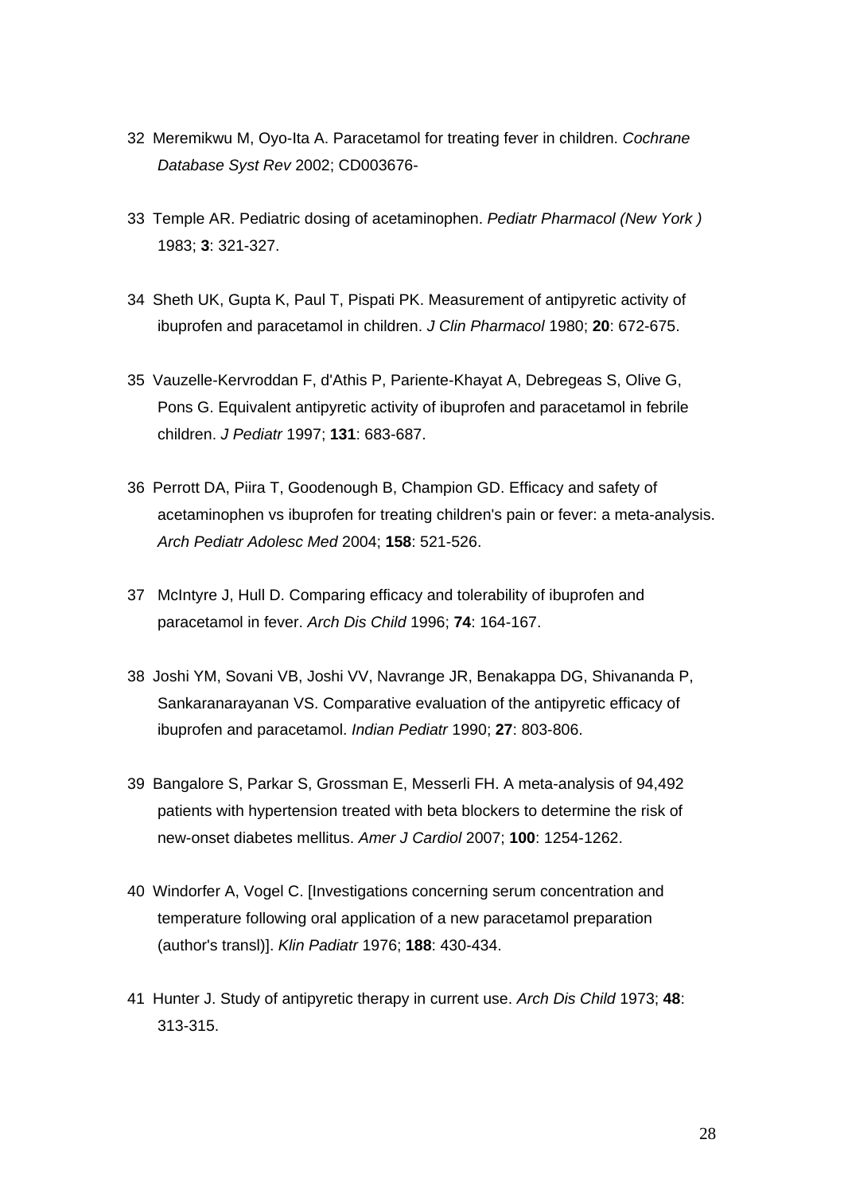32 Meremikwu M, Oyo-Ita A. Paracetamol for treating fever in children. *Cochrane Database Syst Rev* 2002; CD003676-

33 Temple AR. Pediatric dosing of acetaminophen. *Pediatr Pharmacol (New York )* 1983; **3**: 321-327.

34 Sheth UK, Gupta K, Paul T, Pispati PK. Measurement of antipyretic activity of ibuprofen and paracetamol in children. *J Clin Pharmacol* 1980; **20**: 672-675.

35 Vauzelle-Kervroddan F, d'Athis P, Pariente-Khayat A, Debregeas S, Olive G, Pons G. Equivalent antipyretic activity of ibuprofen and paracetamol in febrile children. *J Pediatr* 1997; **131**: 683-687.

36 Perrott DA, Piira T, Goodenough B, Champion GD. Efficacy and safety of acetaminophen vs ibuprofen for treating children's pain or fever: a meta-analysis. *Arch Pediatr Adolesc Med* 2004; **158**: 521-526.

37 McIntyre J, Hull D. Comparing efficacy and tolerability of ibuprofen and paracetamol in fever. *Arch Dis Child* 1996; **74**: 164-167.

38 Joshi YM, Sovani VB, Joshi VV, Navrange JR, Benakappa DG, Shivananda P, Sankaranarayanan VS. Comparative evaluation of the antipyretic efficacy of ibuprofen and paracetamol. *Indian Pediatr* 1990; **27**: 803-806.

39 Bangalore S, Parkar S, Grossman E, Messerli FH. A meta-analysis of 94,492 patients with hypertension treated with beta blockers to determine the risk of new-onset diabetes mellitus. *Amer J Cardiol* 2007; **100**: 1254-1262.

40 Windorfer A, Vogel C. [Investigations concerning serum concentration and temperature following oral application of a new paracetamol preparation (author's transl)]. *Klin Padiatr* 1976; **188**: 430-434.

41 Hunter J. Study of antipyretic therapy in current use. *Arch Dis Child* 1973; **48**: 313-315.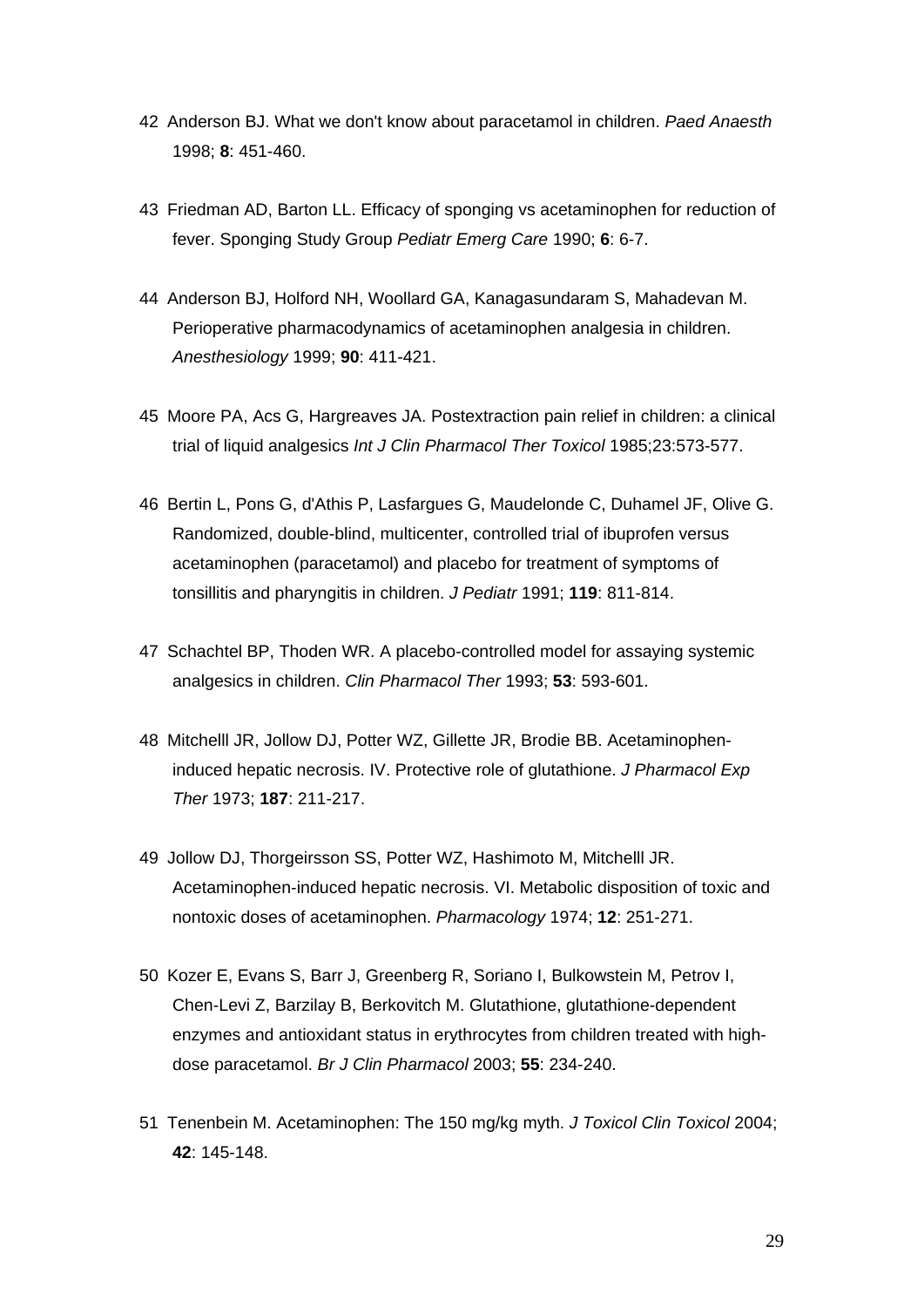42 Anderson BJ. What we don't know about paracetamol in children. *Paed Anaesth* 1998; **8**: 451-460.

43 Friedman AD, Barton LL. Efficacy of sponging vs acetaminophen for reduction of fever. Sponging Study Group *Pediatr Emerg Care* 1990; **6**: 6-7.

44 Anderson BJ, Holford NH, Woollard GA, Kanagasundaram S, Mahadevan M. Perioperative pharmacodynamics of acetaminophen analgesia in children. *Anesthesiology* 1999; **90**: 411-421.

45 Moore PA, Acs G, Hargreaves JA. Postextraction pain relief in children: a clinical trial of liquid analgesics *Int J Clin Pharmacol Ther Toxicol* 1985;23:573-577.

46 Bertin L, Pons G, d'Athis P, Lasfargues G, Maudelonde C, Duhamel JF, Olive G. Randomized, double-blind, multicenter, controlled trial of ibuprofen versus acetaminophen (paracetamol) and placebo for treatment of symptoms of tonsillitis and pharyngitis in children. *J Pediatr* 1991; **119**: 811-814.

47 Schachtel BP, Thoden WR. A placebo-controlled model for assaying systemic analgesics in children. *Clin Pharmacol Ther* 1993; **53**: 593-601.

48 Mitchelll JR, Jollow DJ, Potter WZ, Gillette JR, Brodie BB. Acetaminophen-induced hepatic necrosis. IV. Protective role of glutathione. *J Pharmacol Exp Ther* 1973; **187**: 211-217.

49 Jollow DJ, Thorgeirsson SS, Potter WZ, Hashimoto M, Mitchelll JR. Acetaminophen-induced hepatic necrosis. VI. Metabolic disposition of toxic and nontoxic doses of acetaminophen. *Pharmacology* 1974; **12**: 251-271.

50 Kozer E, Evans S, Barr J, Greenberg R, Soriano I, Bulkowstein M, Petrov I, Chen-Levi Z, Barzilay B, Berkovitch M. Glutathione, glutathione-dependent enzymes and antioxidant status in erythrocytes from children treated with high-dose paracetamol. *Br J Clin Pharmacol* 2003; **55**: 234-240.

51 Tenenbein M. Acetaminophen: The 150 mg/kg myth. *J Toxicol Clin Toxicol* 2004; **42**: 145-148.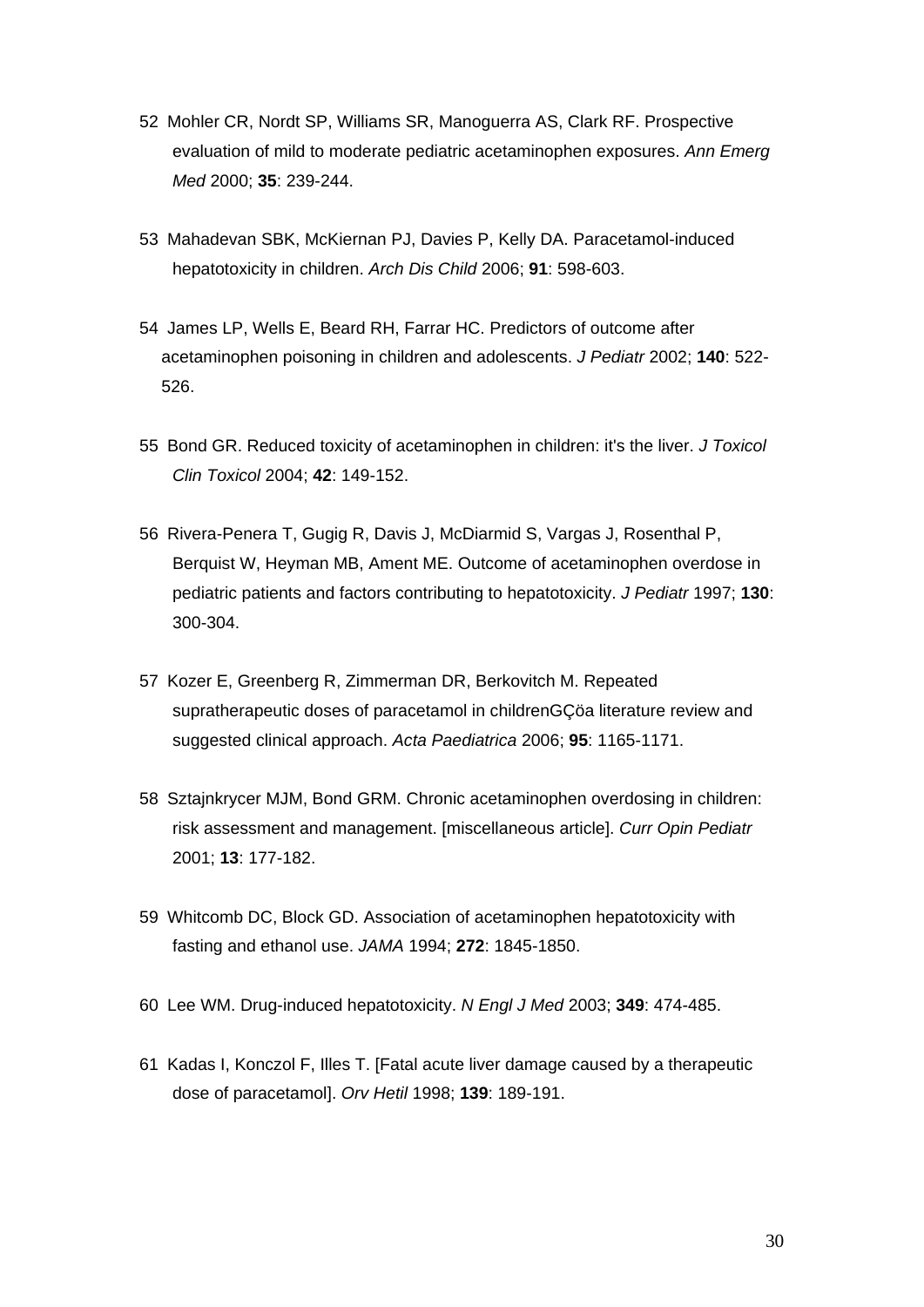52 Mohler CR, Nordt SP, Williams SR, Manoguerra AS, Clark RF. Prospective evaluation of mild to moderate pediatric acetaminophen exposures. *Ann Emerg Med* 2000; **35**: 239-244.

53 Mahadevan SBK, McKiernan PJ, Davies P, Kelly DA. Paracetamol-induced hepatotoxicity in children. *Arch Dis Child* 2006; **91**: 598-603.

54 James LP, Wells E, Beard RH, Farrar HC. Predictors of outcome after acetaminophen poisoning in children and adolescents. *J Pediatr* 2002; **140**: 522-526.

55 Bond GR. Reduced toxicity of acetaminophen in children: it's the liver. *J Toxicol Clin Toxicol* 2004; **42**: 149-152.

56 Rivera-Penera T, Gugig R, Davis J, McDiarmid S, Vargas J, Rosenthal P, Berquist W, Heyman MB, Ament ME. Outcome of acetaminophen overdose in pediatric patients and factors contributing to hepatotoxicity. *J Pediatr* 1997; **130**: 300-304.

57 Kozer E, Greenberg R, Zimmerman DR, Berkovitch M. Repeated supratherapeutic doses of paracetamol in childrenGÇöa literature review and suggested clinical approach. *Acta Paediatrica* 2006; **95**: 1165-1171.

58 Sztajnkrycer MJM, Bond GRM. Chronic acetaminophen overdosing in children: risk assessment and management. [miscellaneous article]. *Curr Opin Pediatr* 2001; **13**: 177-182.

59 Whitcomb DC, Block GD. Association of acetaminophen hepatotoxicity with fasting and ethanol use. *JAMA* 1994; **272**: 1845-1850.

60 Lee WM. Drug-induced hepatotoxicity. *N Engl J Med* 2003; **349**: 474-485.

61 Kadas I, Konczol F, Illes T. [Fatal acute liver damage caused by a therapeutic dose of paracetamol]. *Orv Hetil* 1998; **139**: 189-191.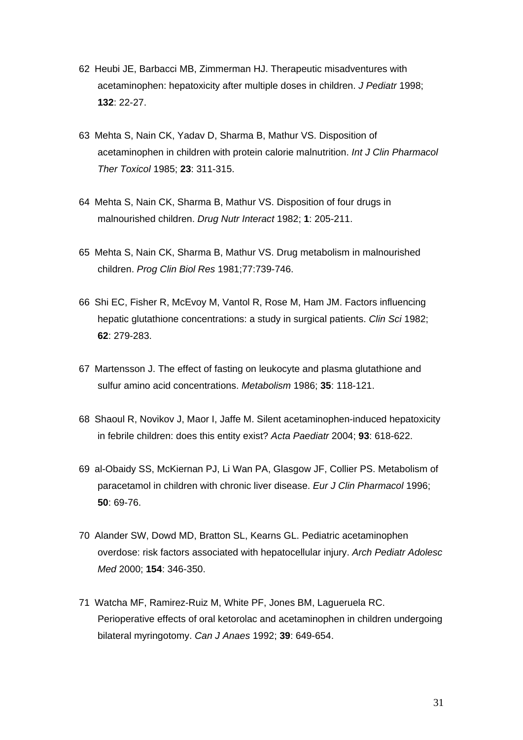62 Heubi JE, Barbacci MB, Zimmerman HJ. Therapeutic misadventures with acetaminophen: hepatoxicity after multiple doses in children. *J Pediatr* 1998; **132**: 22-27.

63 Mehta S, Nain CK, Yadav D, Sharma B, Mathur VS. Disposition of acetaminophen in children with protein calorie malnutrition. *Int J Clin Pharmacol Ther Toxicol* 1985; **23**: 311-315.

64 Mehta S, Nain CK, Sharma B, Mathur VS. Disposition of four drugs in malnourished children. *Drug Nutr Interact* 1982; **1**: 205-211.

65 Mehta S, Nain CK, Sharma B, Mathur VS. Drug metabolism in malnourished children. *Prog Clin Biol Res* 1981;77:739-746.

66 Shi EC, Fisher R, McEvoy M, Vantol R, Rose M, Ham JM. Factors influencing hepatic glutathione concentrations: a study in surgical patients. *Clin Sci* 1982; **62**: 279-283.

67 Martensson J. The effect of fasting on leukocyte and plasma glutathione and sulfur amino acid concentrations. *Metabolism* 1986; **35**: 118-121.

68 Shaoul R, Novikov J, Maor I, Jaffe M. Silent acetaminophen-induced hepatoxicity in febrile children: does this entity exist? *Acta Paediatr* 2004; **93**: 618-622.

69 al-Obaidy SS, McKiernan PJ, Li Wan PA, Glasgow JF, Collier PS. Metabolism of paracetamol in children with chronic liver disease. *Eur J Clin Pharmacol* 1996; **50**: 69-76.

70 Alander SW, Dowd MD, Bratton SL, Kearns GL. Pediatric acetaminophen overdose: risk factors associated with hepatocellular injury. *Arch Pediatr Adolesc Med* 2000; **154**: 346-350.

71 Watcha MF, Ramirez-Ruiz M, White PF, Jones BM, Lagueruela RC. Perioperative effects of oral ketorolac and acetaminophen in children undergoing bilateral myringotomy. *Can J Anaes* 1992; **39**: 649-654.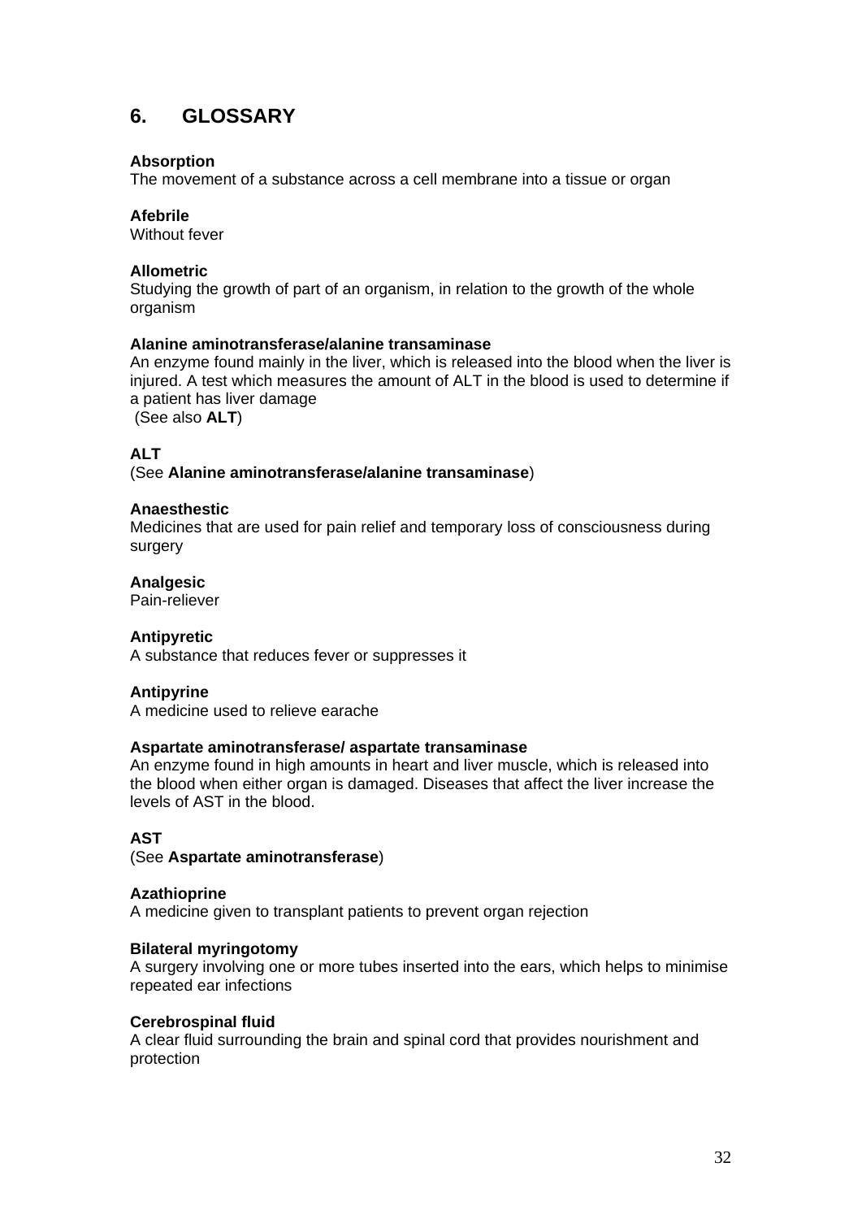## 6. GLOSSARY

**Absorption**
The movement of a substance across a cell membrane into a tissue or organ

**Afebrile**
Without fever

**Allometric**
Studying the growth of part of an organism, in relation to the growth of the whole organism

**Alanine aminotransferase/alanine transaminase**
An enzyme found mainly in the liver, which is released into the blood when the liver is injured. A test which measures the amount of ALT in the blood is used to determine if a patient has liver damage
(See also **ALT**)

**ALT**
(See **Alanine aminotransferase/alanine transaminase**)

**Anaesthestic**
Medicines that are used for pain relief and temporary loss of consciousness during surgery

**Analgesic**
Pain-reliever

**Antipyretic**
A substance that reduces fever or suppresses it

**Antipyrine**
A medicine used to relieve earache

**Aspartate aminotransferase/ aspartate transaminase**
An enzyme found in high amounts in heart and liver muscle, which is released into the blood when either organ is damaged. Diseases that affect the liver increase the levels of AST in the blood.

**AST**
(See **Aspartate aminotransferase**)

**Azathioprine**
A medicine given to transplant patients to prevent organ rejection

**Bilateral myringotomy**
A surgery involving one or more tubes inserted into the ears, which helps to minimise repeated ear infections

**Cerebrospinal fluid**
A clear fluid surrounding the brain and spinal cord that provides nourishment and protection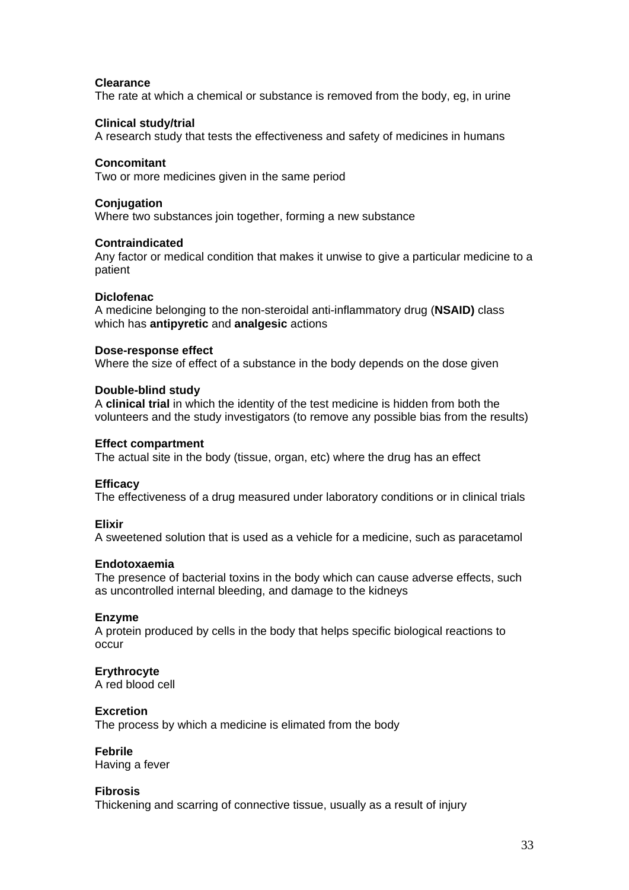**Clearance**
The rate at which a chemical or substance is removed from the body, eg, in urine

**Clinical study/trial**
A research study that tests the effectiveness and safety of medicines in humans

**Concomitant**
Two or more medicines given in the same period

**Conjugation**
Where two substances join together, forming a new substance

**Contraindicated**
Any factor or medical condition that makes it unwise to give a particular medicine to a patient

**Diclofenac**
A medicine belonging to the non-steroidal anti-inflammatory drug (**NSAID)** class which has **antipyretic** and **analgesic** actions

**Dose-response effect**
Where the size of effect of a substance in the body depends on the dose given

**Double-blind study**
A **clinical trial** in which the identity of the test medicine is hidden from both the volunteers and the study investigators (to remove any possible bias from the results)

**Effect compartment**
The actual site in the body (tissue, organ, etc) where the drug has an effect

**Efficacy**
The effectiveness of a drug measured under laboratory conditions or in clinical trials

**Elixir**
A sweetened solution that is used as a vehicle for a medicine, such as paracetamol

**Endotoxaemia**
The presence of bacterial toxins in the body which can cause adverse effects, such as uncontrolled internal bleeding, and damage to the kidneys

**Enzyme**
A protein produced by cells in the body that helps specific biological reactions to occur

**Erythrocyte**
A red blood cell

**Excretion**
The process by which a medicine is elimated from the body

**Febrile**
Having a fever

**Fibrosis**
Thickening and scarring of connective tissue, usually as a result of injury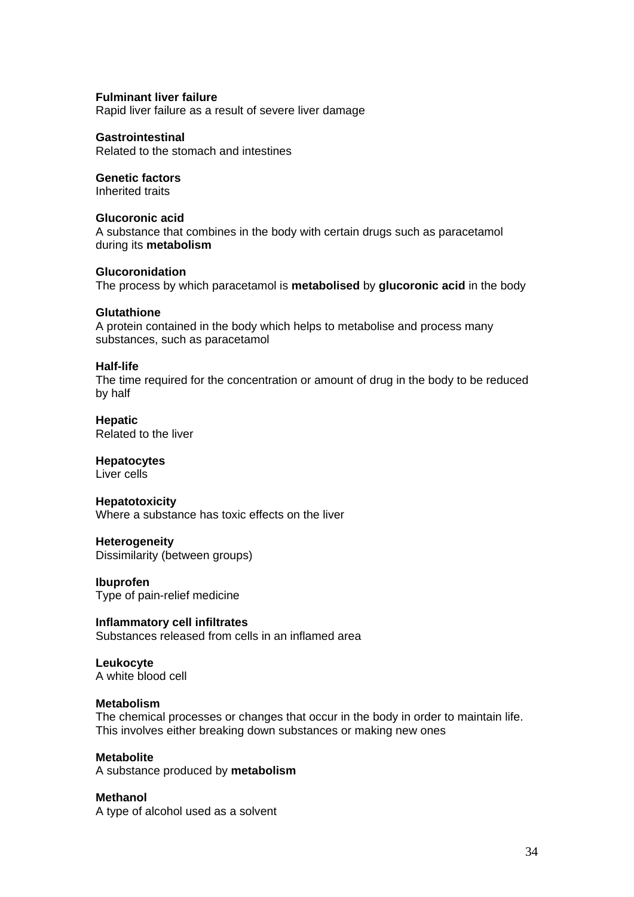**Fulminant liver failure**
Rapid liver failure as a result of severe liver damage

**Gastrointestinal**
Related to the stomach and intestines

**Genetic factors**
Inherited traits

**Glucoronic acid**
A substance that combines in the body with certain drugs such as paracetamol during its **metabolism**

**Glucoronidation**
The process by which paracetamol is **metabolised** by **glucoronic acid** in the body

**Glutathione**
A protein contained in the body which helps to metabolise and process many substances, such as paracetamol

**Half-life**
The time required for the concentration or amount of drug in the body to be reduced by half

**Hepatic**
Related to the liver

**Hepatocytes**
Liver cells

**Hepatotoxicity**
Where a substance has toxic effects on the liver

**Heterogeneity**
Dissimilarity (between groups)

**Ibuprofen**
Type of pain-relief medicine

**Inflammatory cell infiltrates**
Substances released from cells in an inflamed area

**Leukocyte**
A white blood cell

**Metabolism**
The chemical processes or changes that occur in the body in order to maintain life. This involves either breaking down substances or making new ones

**Metabolite**
A substance produced by **metabolism**

**Methanol**
A type of alcohol used as a solvent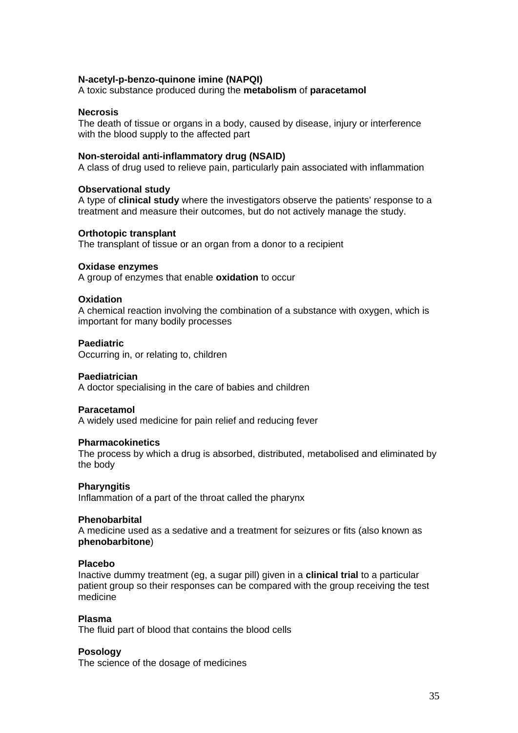**N-acetyl-p-benzo-quinone imine (NAPQI)**
A toxic substance produced during the **metabolism** of **paracetamol**

**Necrosis**
The death of tissue or organs in a body, caused by disease, injury or interference with the blood supply to the affected part

**Non-steroidal anti-inflammatory drug (NSAID)**
A class of drug used to relieve pain, particularly pain associated with inflammation

**Observational study**
A type of **clinical study** where the investigators observe the patients' response to a treatment and measure their outcomes, but do not actively manage the study.

**Orthotopic transplant**
The transplant of tissue or an organ from a donor to a recipient

**Oxidase enzymes**
A group of enzymes that enable **oxidation** to occur

**Oxidation**
A chemical reaction involving the combination of a substance with oxygen, which is important for many bodily processes

**Paediatric**
Occurring in, or relating to, children

**Paediatrician**
A doctor specialising in the care of babies and children

**Paracetamol**
A widely used medicine for pain relief and reducing fever

**Pharmacokinetics**
The process by which a drug is absorbed, distributed, metabolised and eliminated by the body

**Pharyngitis**
Inflammation of a part of the throat called the pharynx

**Phenobarbital**
A medicine used as a sedative and a treatment for seizures or fits (also known as **phenobarbitone**)

**Placebo**
Inactive dummy treatment (eg, a sugar pill) given in a **clinical trial** to a particular patient group so their responses can be compared with the group receiving the test medicine

**Plasma**
The fluid part of blood that contains the blood cells

**Posology**
The science of the dosage of medicines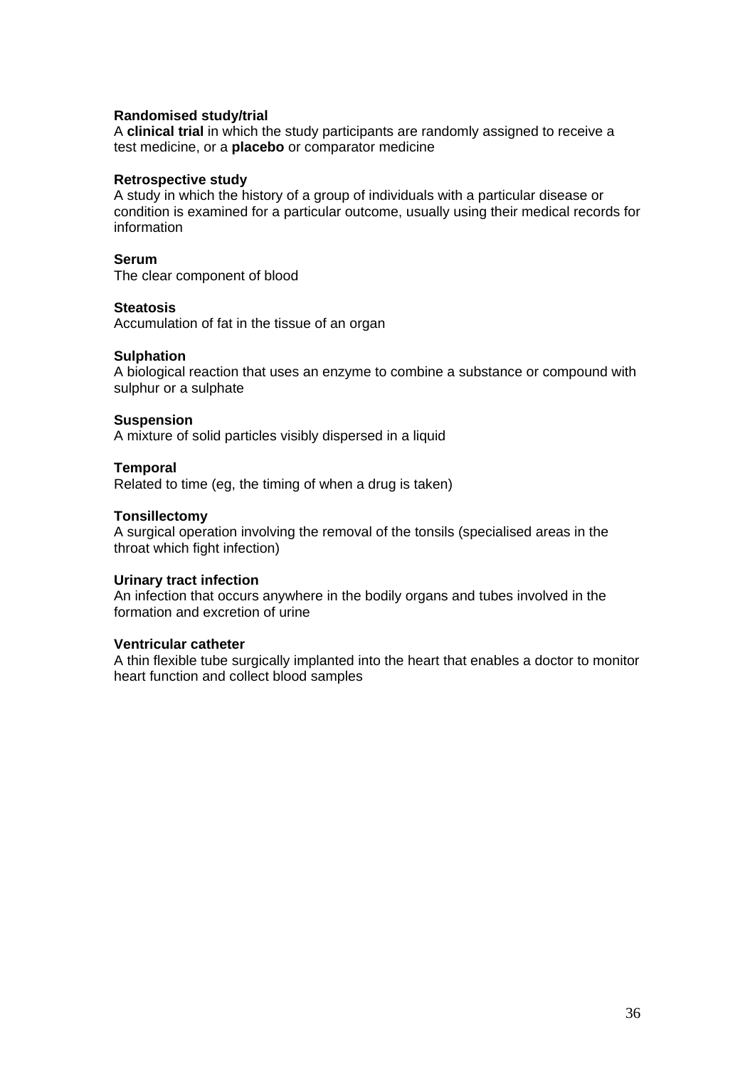**Randomised study/trial**
A **clinical trial** in which the study participants are randomly assigned to receive a test medicine, or a **placebo** or comparator medicine

**Retrospective study**
A study in which the history of a group of individuals with a particular disease or condition is examined for a particular outcome, usually using their medical records for information

**Serum**
The clear component of blood

**Steatosis**
Accumulation of fat in the tissue of an organ

**Sulphation**
A biological reaction that uses an enzyme to combine a substance or compound with sulphur or a sulphate

**Suspension**
A mixture of solid particles visibly dispersed in a liquid

**Temporal**
Related to time (eg, the timing of when a drug is taken)

**Tonsillectomy**
A surgical operation involving the removal of the tonsils (specialised areas in the throat which fight infection)

**Urinary tract infection**
An infection that occurs anywhere in the bodily organs and tubes involved in the formation and excretion of urine

**Ventricular catheter**
A thin flexible tube surgically implanted into the heart that enables a doctor to monitor heart function and collect blood samples